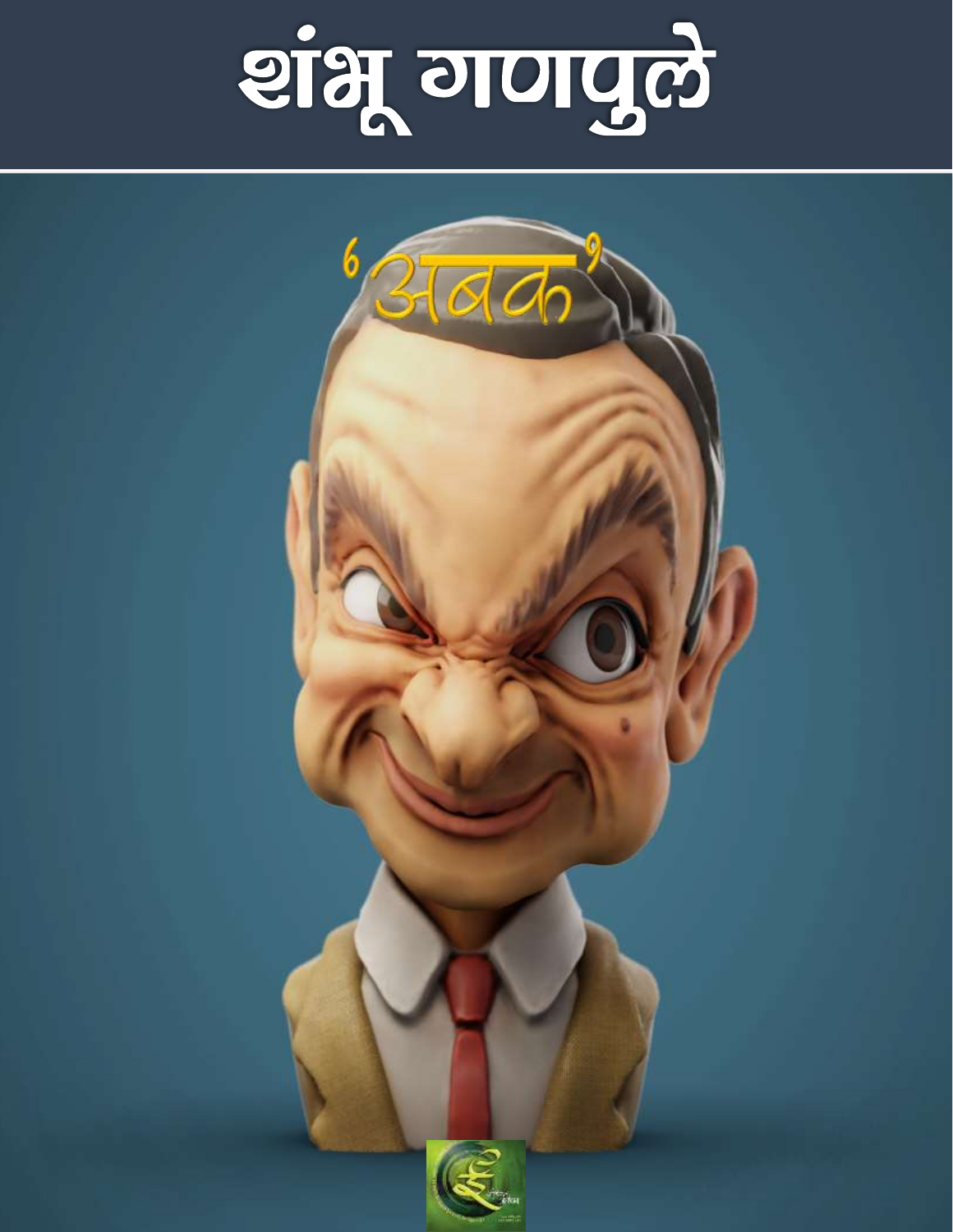# शंभू गणपुले

'अबक'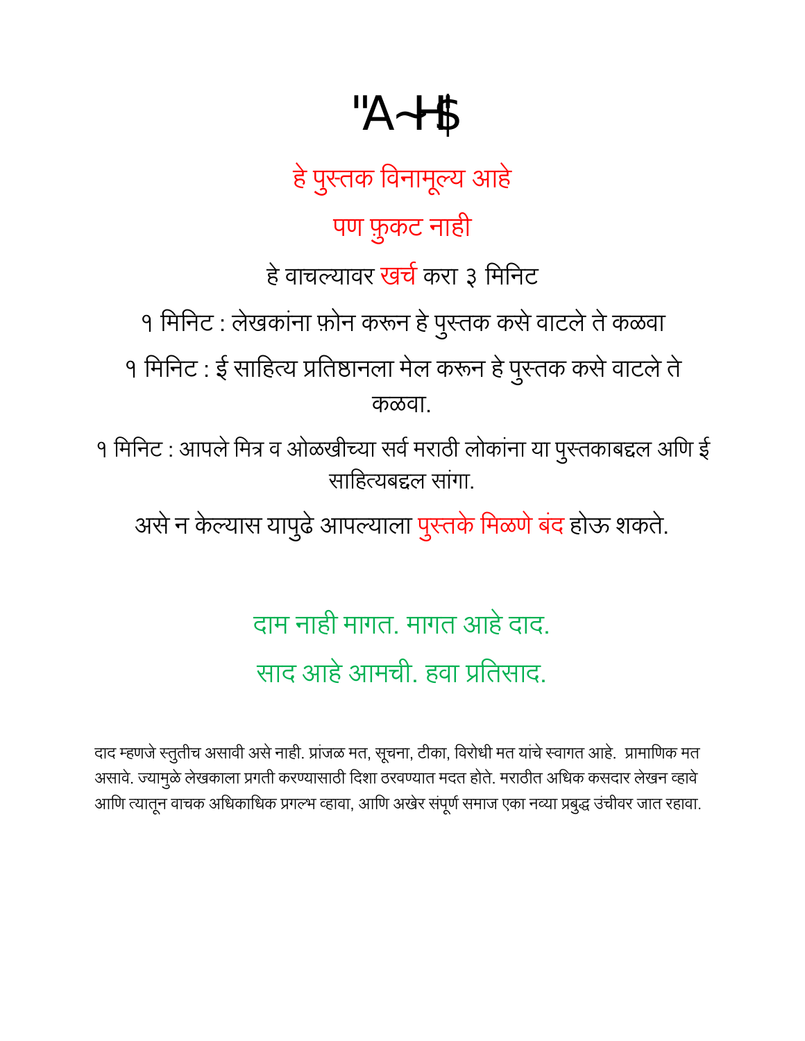# "A~H$

हे पुस्तक विनामूल्य आहे

पण फ़ुकट नाही

हे वाचल्यावर खर्च करा ३ मिनिट

१ मिनिट : लेखकांना फ़ोन करून हे पुस्तक कसे वाटले ते कळवा

१ मिनिट : ई साहित्य प्रतिष्ठानला मेल करून हे पुस्तक कसे वाटले ते कळवा.

१ मिनिट : आपले मित्र व ओळखीच्या सर्व मराठी लोकांना या पुस्तकाबद्दल अणि ई साहित्यबद्दल सांगा.

असे न केल्यास यापुढे आपल्याला पुस्तके मिळणे बंद होऊ शकते.

दाम नाही मागत. मागत आहे दाद.

साद आहे आमची. हवा प्रतिसाद.

दाद म्हणजे स्तुतीच असावी असे नाही. प्रांजळ मत, सूचना, टीका, विरोधी मत यांचे स्वागत आहे. प्रामाणिक मत असावे. ज्यामुळे लेखकाला प्रगती करण्यासाठी दिशा ठरवण्यात मदत होते. मराठीत अधिक कसदार लेखन व्हावे आणि त्यातून वाचक अधिकाधिक प्रगल्भ व्हावा, आणि अखेर संपूर्ण समाज एका नव्या प्रबुद्ध उंचीवर जात रहावा.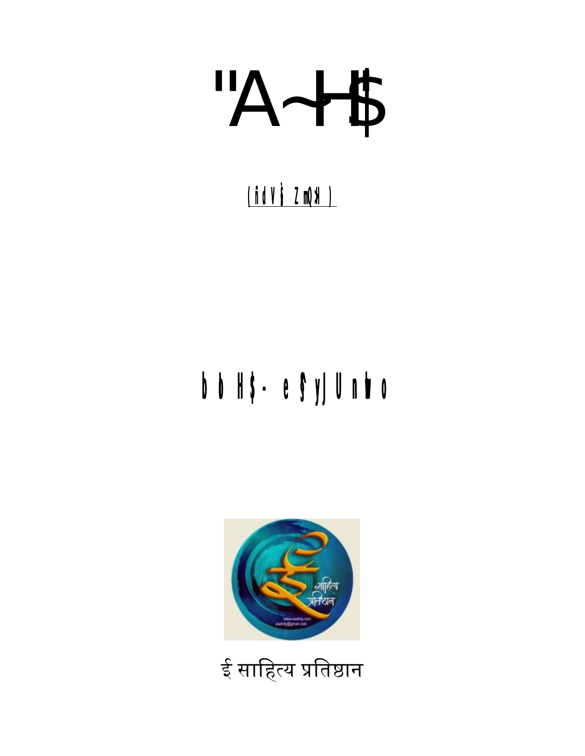# "A~H$

(ñdV§Í ZmQ>H$)

b b H$- e¡ yJUnwo

ई साहित्य प्रतिष्ठान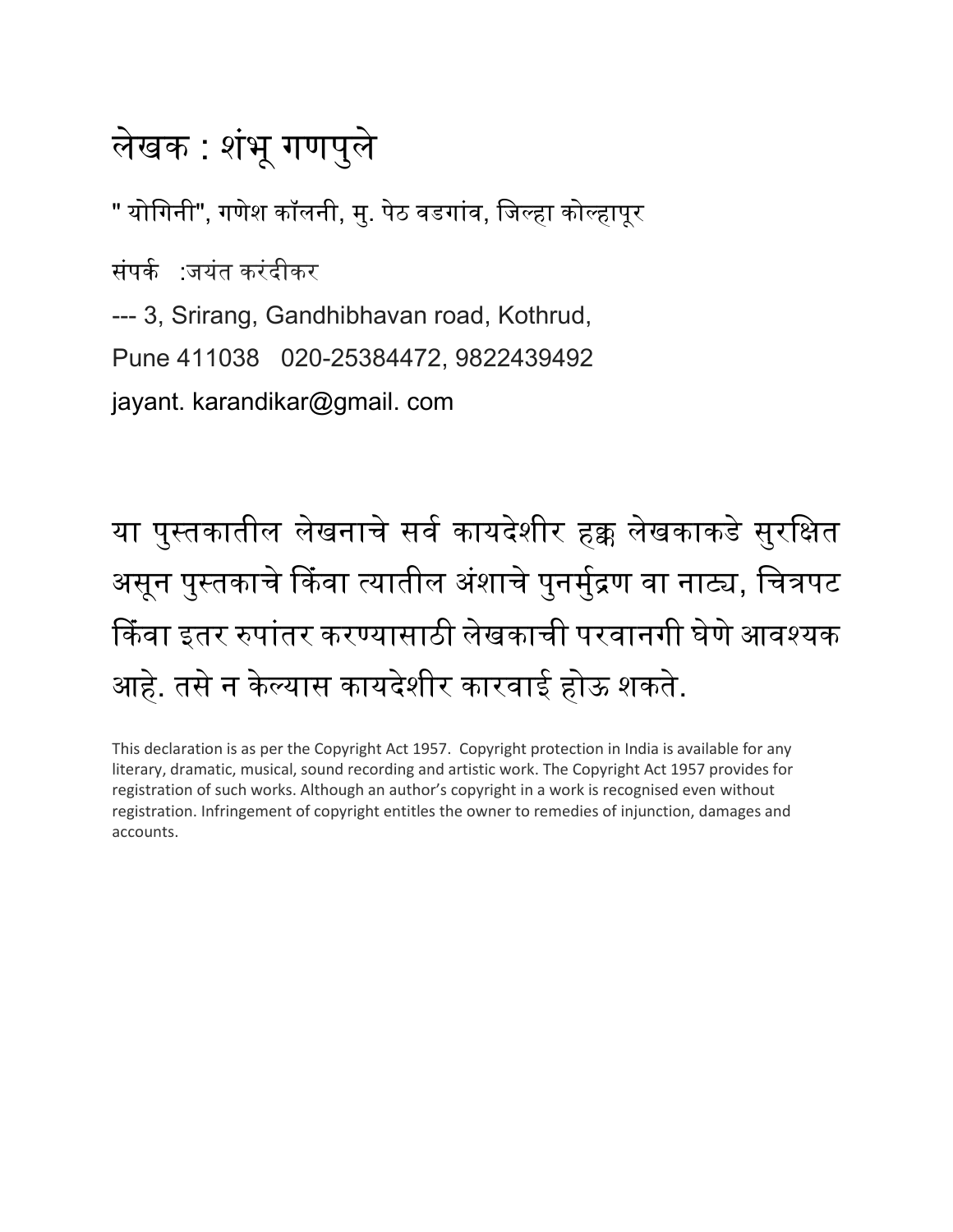# लेखक : शंभू गणपुले

" योगिनी", गणेश कॉलनी, मु. पेठ वडगांव, जिल्हा कोल्हापूर

संपर्क :जयंत करंदीकर

--- 3, Srirang, Gandhibhavan road, Kothrud,

Pune 411038 020-25384472, 9822439492

jayant. karandikar@gmail. com

या पुस्तकातील लेखनाचे सर्व कायदेशीर हक्क लेखकाकडे सुरक्षित असून पुस्तकाचे किंवा त्यातील अंशाचे पुनर्मुद्रण वा नाट्य, चित्रपट किंवा इतर रुपांतर करण्यासाठी लेखकाची परवानगी घेणे आवश्यक आहे. तसे न केल्यास कायदेशीर कारवाई होऊ शकते.

This declaration is as per the Copyright Act 1957. Copyright protection in India is available for any literary, dramatic, musical, sound recording and artistic work. The Copyright Act 1957 provides for registration of such works. Although an author's copyright in a work is recognised even without registration. Infringement of copyright entitles the owner to remedies of injunction, damages and accounts.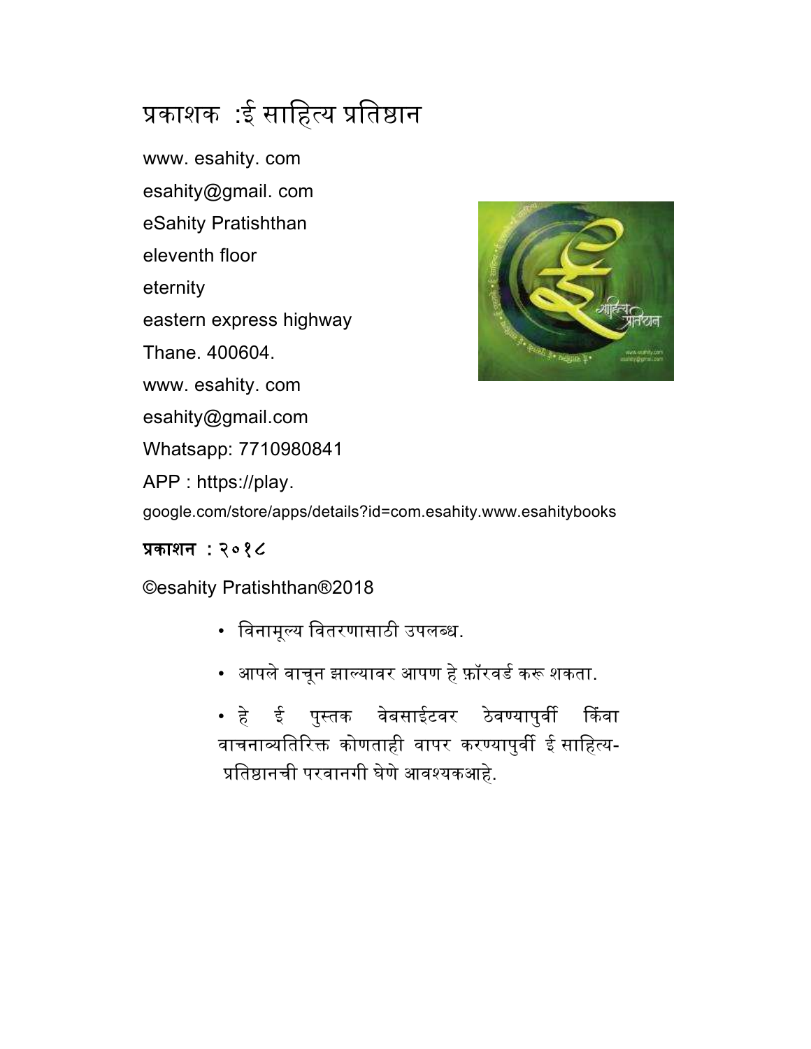# प्रकाशक :ई साहित्य प्रतिष्ठान

www. esahity. com

esahity@gmail. com

eSahity Pratishthan

eleventh floor

eternity

eastern express highway

Thane. 400604.

www. esahity. com

esahity@gmail.com

Whatsapp: 7710980841

APP : https://play.
google.com/store/apps/details?id=com.esahity.www.esahitybooks

**प्रकाशन : २०१८**

©esahity Pratishthan®2018

- विनामूल्य वितरणासाठी उपलब्ध.
- आपले वाचून झाल्यावर आपण हे फ़ॉरवर्ड करू शकता.
- हे ई पुस्तक वेबसाईटवर ठेवण्यापुर्वी किंवा वाचनाव्यतिरिक्त कोणताही वापर करण्यापुर्वी ई साहित्य-प्रतिष्ठानची परवानगी घेणे आवश्यकआहे.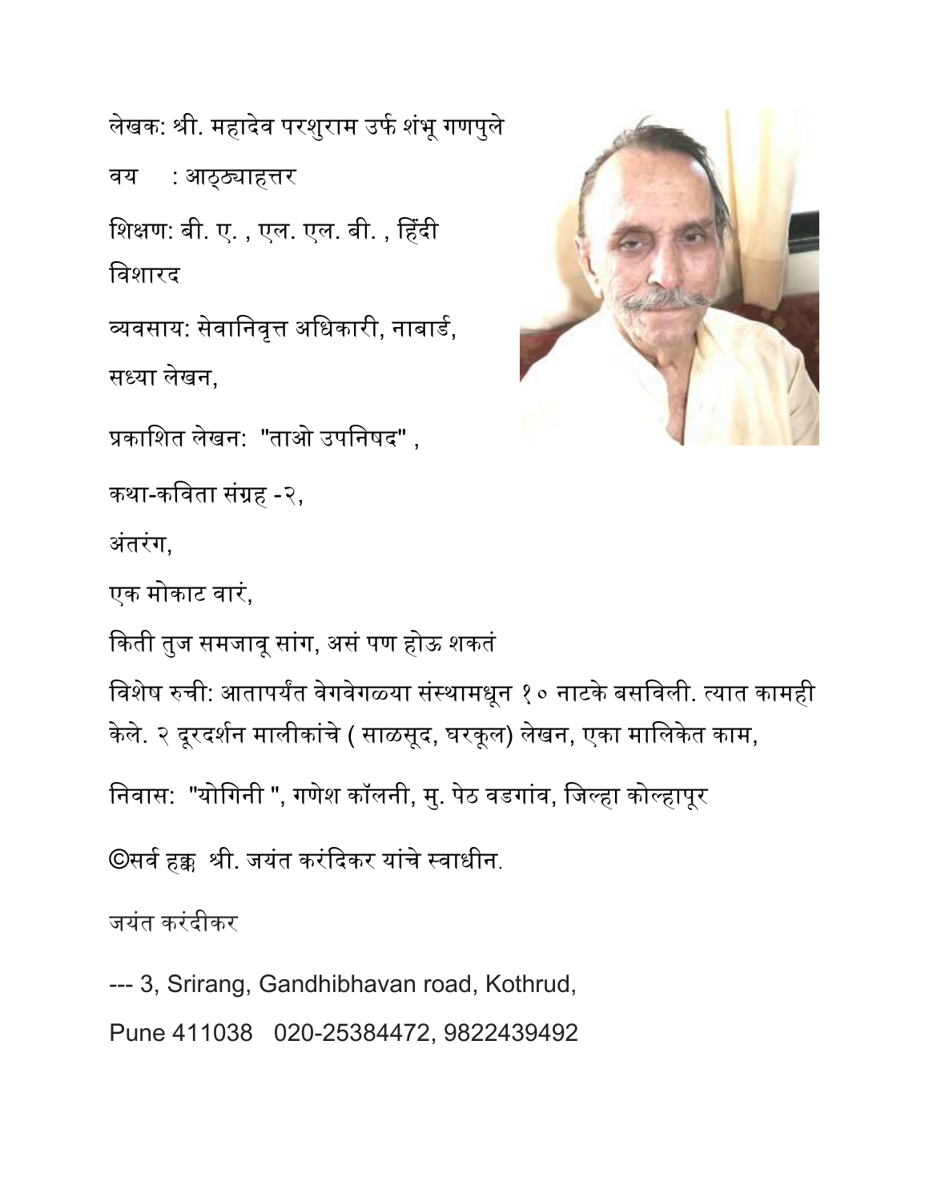लेखक: श्री. महादेव परशुराम उर्फ शंभू गणपुले

वय     : आठ्‌ठ्याहत्तर

शिक्षण: बी. ए. , एल. एल. बी. , हिंदी विशारद

व्यवसाय: सेवानिवृत्त अधिकारी, नाबार्ड, सध्या लेखन,

प्रकाशित लेखन:  "ताओ उपनिषद" ,

कथा-कविता संग्रह -२,

अंतरंग,

एक मोकाट वारं,

किती तुज समजावू सांग, असं पण होऊ शकतं

विशेष रुची: आतापर्यंत वेगवेगळ्या संस्थामधून १० नाटके बसविली. त्यात कामही केले. २ दूरदर्शन मालीकांचे ( साळसूद, घरकूल) लेखन, एका मालिकेत काम,

निवास:  "योगिनी ", गणेश कॉलनी, मु. पेठ वडगांव, जिल्हा कोल्हापूर

©सर्व हक्क  श्री. जयंत करंदिकर यांचे स्वाधीन.

जयंत करंदीकर

--- 3, Srirang, Gandhibhavan road, Kothrud,

Pune 411038   020-25384472, 9822439492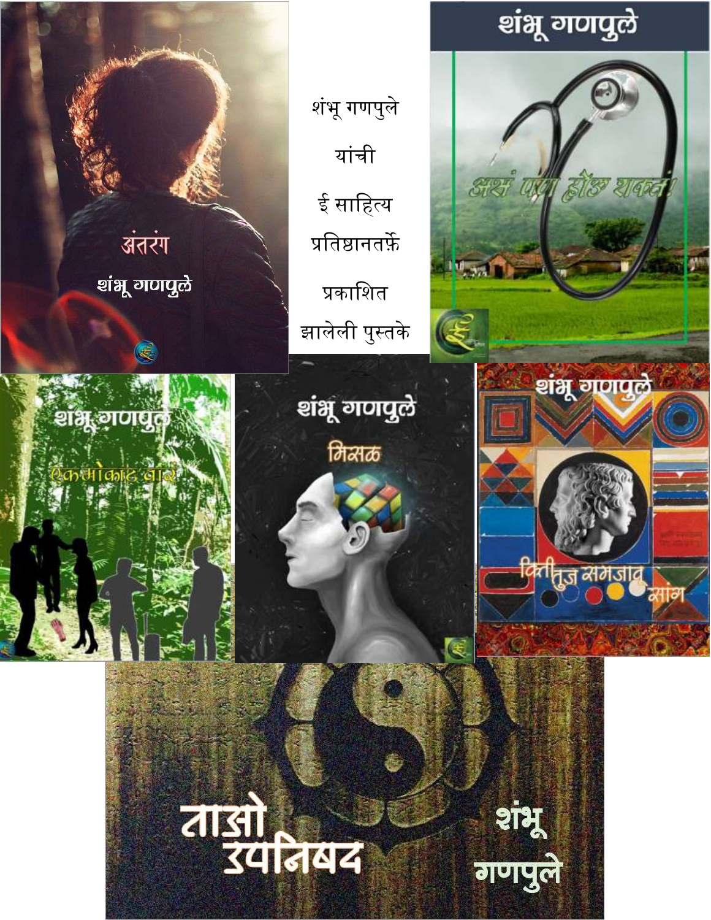शंभू गणपुले

यांची

ई साहित्य

प्रतिष्ठानतर्फ़े

प्रकाशित

झालेली पुस्तके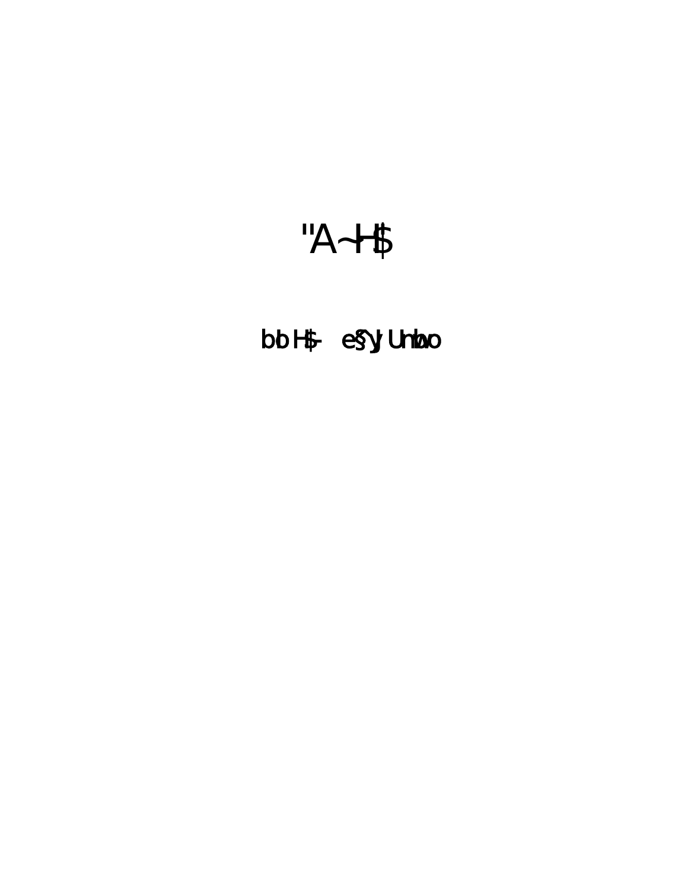"A~H$

bb H$- e§^yJ Unbwo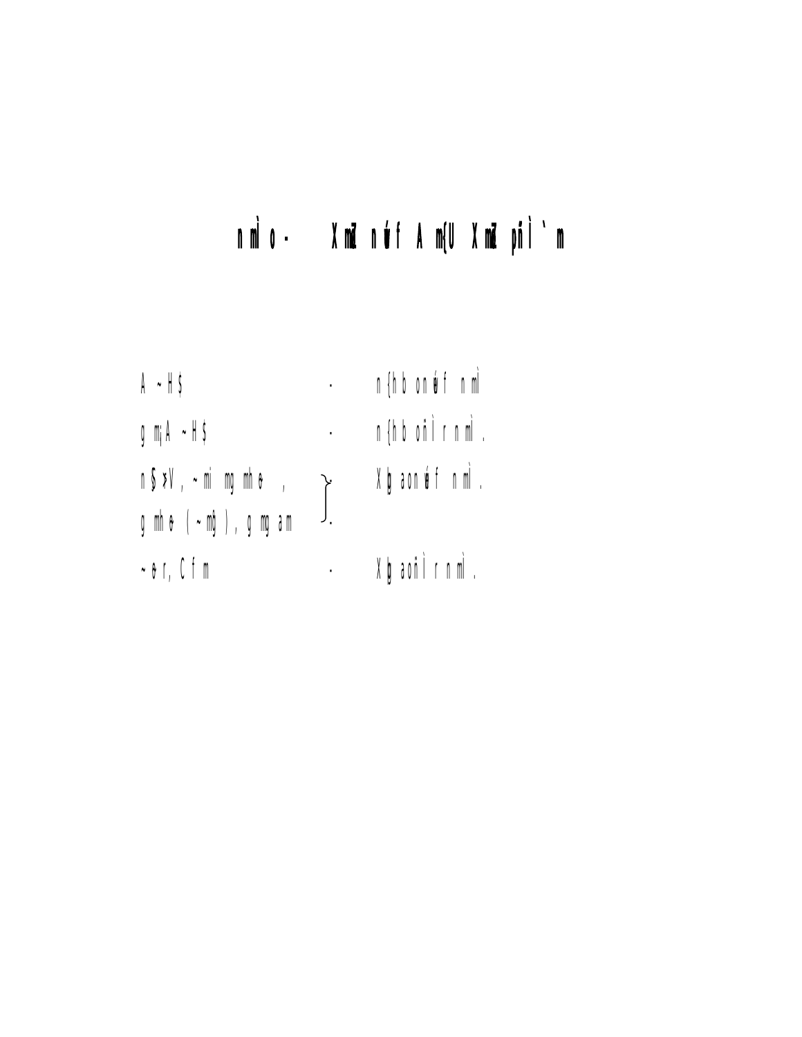# nmìo· XmZ nút Am{U XmZ pñÌ`m

| | | |
|---|---|---|
| A~H$ | · | n{hbonút nmì |
| gm¡A~H$ | · | n{hboñÌrnmì. |
| n$¤V, ~mi mgmhe, gmhe (~mġ), gmgam | · | Xġaonút nmì. |
| ~er, Cfm | · | XġaoñÌrnmì. |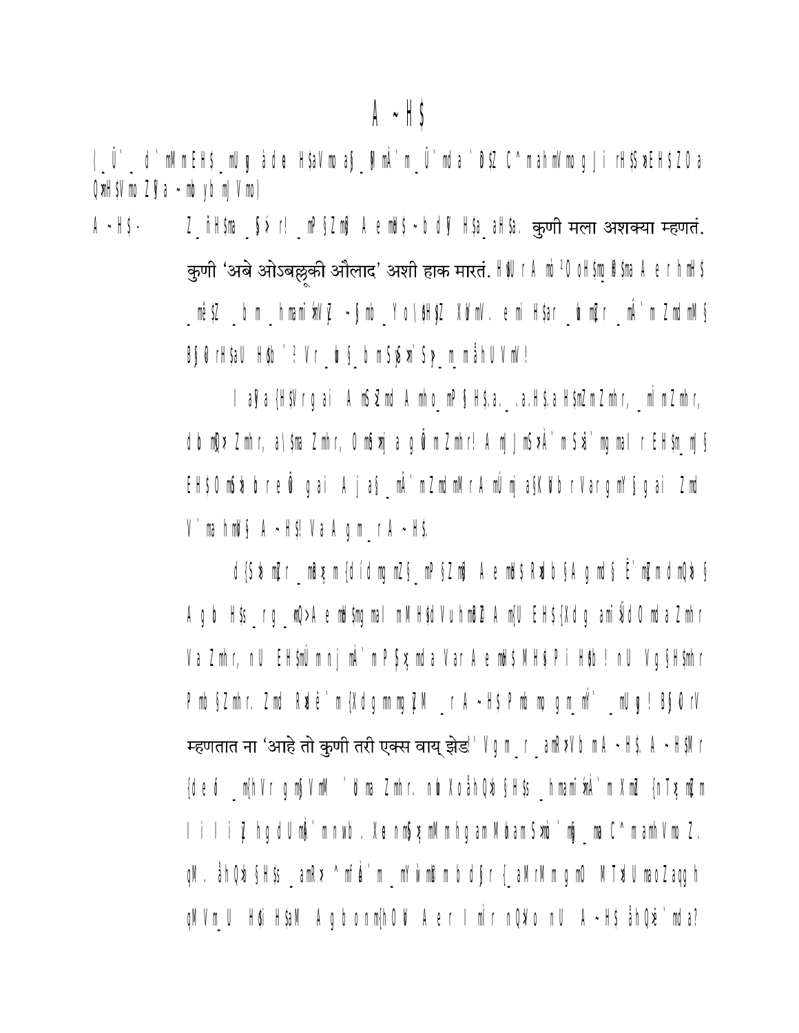# A ~H$

(_Ü`_ d`mMm EH$ _mUg àdo H$aVmo a§_§MmA`m _Ü`mda `oD$Z C^m ahmVmo g Ji rH$S> EH$ ZOa Q>mH$Vmo Z§Va ~mob ymbmj Vmo)

A ~H$ - Z _ñH$ma _§> r! _mP§ZmD A emoH$ ~bd§ H$a_ aH$a. कुणी मला अशक्या म्हणतं. कुणी 'अबे ओऽबल्लूकी औलाद' अशी हाक मारतं. H$dUr A mb ²O oH$m_®$ma A e r hmH$ _mé$Z _b m _hmami ¶mV Z ~§mb _Yo l$H$Z XdmV. e mi H$ar _dm Z r _mA`m Zmd mM§ B§ 0 rH$aU H$b `? Vr _d § _bm S§ `S> _m_m åhU VmV!

I a§a {H$Vr gai A m§ SZmd A mho_mP§H$.a._.a.H$.a H$mZmZmhr, _mì mZmhr, db mQ> Zmhr, a\$ma Zmhr, Om§ mj a gÛ mZmhr! A mj Jm§ `À`m S `mgmal r EH$m_mj§ EH$ Om§ ~b r e Û gai A ja§_mA`m ZmdmM r A mÜmj a§K bb r Var gmY§ gai Zmd V`ma hmb § A ~H$! Va A gm _r A ~H$.

d{S> mj r _mB m {dí dmgmZ§_mP§ZmD A emoH$ R bb §A gmd § Ë`mZmdmQ> § A gb H$s _r g _mQ>A emoH$m gmal mM H$d Vuh mBD A m{U EH$ {Xdg ami§d Omda Zmhr Va Zmhr, nU EH$mÜm nj mA`m P§ mda Var A emoH$ MH$ Pi H$b ! nU Vg§H$mhr Pmb §Zmhr. Zmd Rbë`m {Xdgmnmgy M _r A ~H$ Pmb m gm_m` _mUg ! B§ 0 rV म्हणतात ना 'आहे तो कुणी तरी एक्स वाय् झेड' Vgm _r _amR>Vb mA ~H$. A ~H$M r {de ó _m{hVr gm§ VmM `bma Zmhr. nU Xoåh Q> §H$s _hmami ¶mA`m Xm {nT mZm I i I i Z hgdUm `mnwb. Xen m§ mMmhgamMbam S> ` mj _ma C^mamhVmo Z. qM. åhQ> §H$s _amR> ^mf A`m _mY mDmbd§r {_aMrMmgmO MT> UmaoZagg h qMVm_U H$i H$aM A gb onm{hOV A er I mi r nQ>o nU A ~H$ åhQ>ë`mda?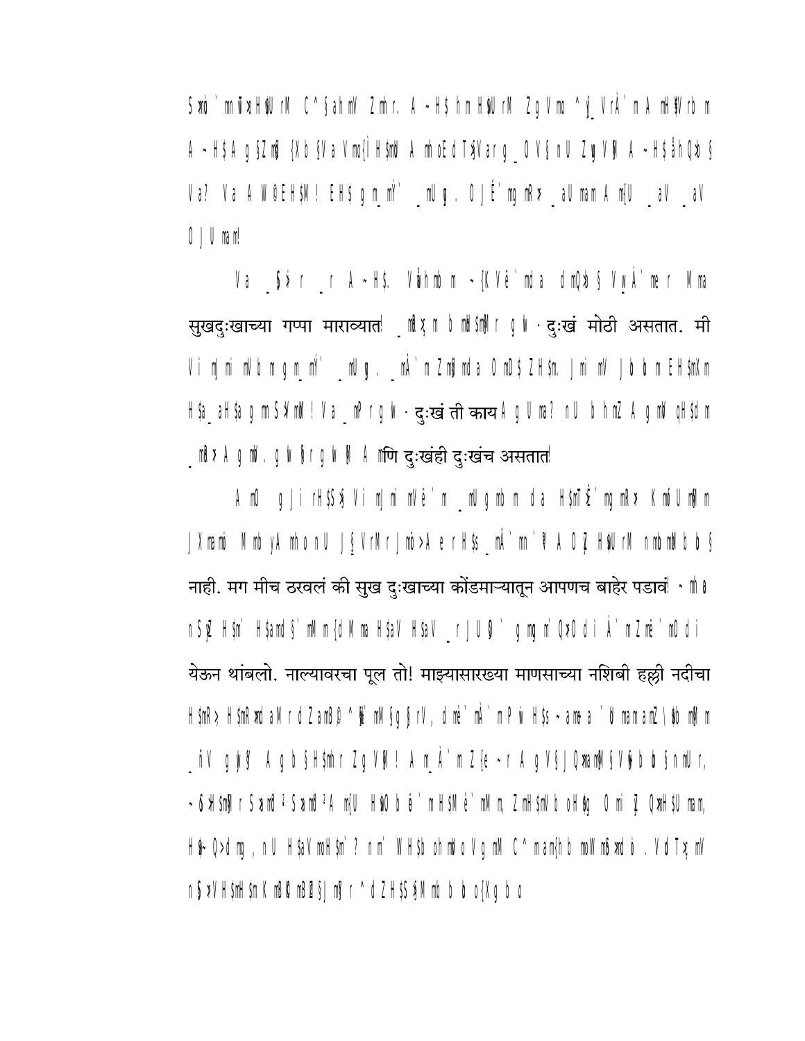S>mo`mnW>H$dUrM C^§ahmV Zmhr. A~H$ hmH$dUrM ZgVmo ^{`_VrÀ`m AmH$fVrbm A~H$ Ag§Zmo {Xb §Va Vmo{Ì H$md AmhoEdT>§Varg_OV§nU ZgV| A~H$ âhQ>b§ Va? Va AW©EH$M! EH$ gm_mÝ` _mUg. OJÊ`mgmR>r _aUmam Am{U _aV _aV OJUmam!

Va _§>r _r A~H$. Vãhmbm ~{KVë`mda dmQ>b§ VwÀ`me r Mma सुखदुःखाच्या गप्पा माराव्यात! _mÂ¶m bmH$m§Mr gW · दुःखं मोठी असतात. मी Vi mJmi mVbm gm_mÝ` _mUg. _mÂ`m Zmdmda OmD$ ZH$m. Jmi mV Jbbm EH$mXm H$a_aH$a gmmS>Xmd! Va _mPrgW · दुःखं ती काय Ag Uma? nU bhmZ AgmV qH$dm _mR>r AgmV. gW §rgW| A mणि दुःखंही दुःखंच असतात!

Am© gJi rH$S>§Vi mJmi mVë`m _mUgmbm da H$mT>Ê`mgmR>r KmoUmå`m JXmamo MmbyAmhonU J§VrMrJmo>Aer H$s _mÂ`m`¶ AOw H$dUrM nmbmbbb§ नाही. मग मीच ठरवलं की सुख दुःखाच्या कोंडमाऱ्यातून आपणच बाहेर पडावं! ~mha nS>bo H$m` H$amd§`mMm{dMma H$aV H$aV _rJUt` gmgm`Q>Odi À`mZmë`mOdi येऊन थांबलो. नाल्यावरचा पूल तो! माझ्यासारख्या माणसाच्या नशिबी हल्ली नदीचा H$mR>, H$mR>mdaMr dZamB© ^{`mM§g§rV, dmë`m`mPw H$s ~ama`dmamZ\$bm m§Mm _mV gyÿ` Agb§H$mhr ZgV|! Am_À`mZ{e~r AgV§JQ>ma§V@bb§nmUr, ~mS>H$m§Mr S>mo²S>mo²Am{U H$O bë`mH$Mè`mMm, ZmH$mVbo oH$g OmiZ Q>mH$Umam, H$~Q>dmg, nU H$aVmoH$m`? nm`WH$b ohmVo VgmM C^mam{hb moWm$mdo. Vd T>§mV n§>VH$mH$mKmB©mB©§JmÝr^dZH$S>§Mmbbbo{Xgbo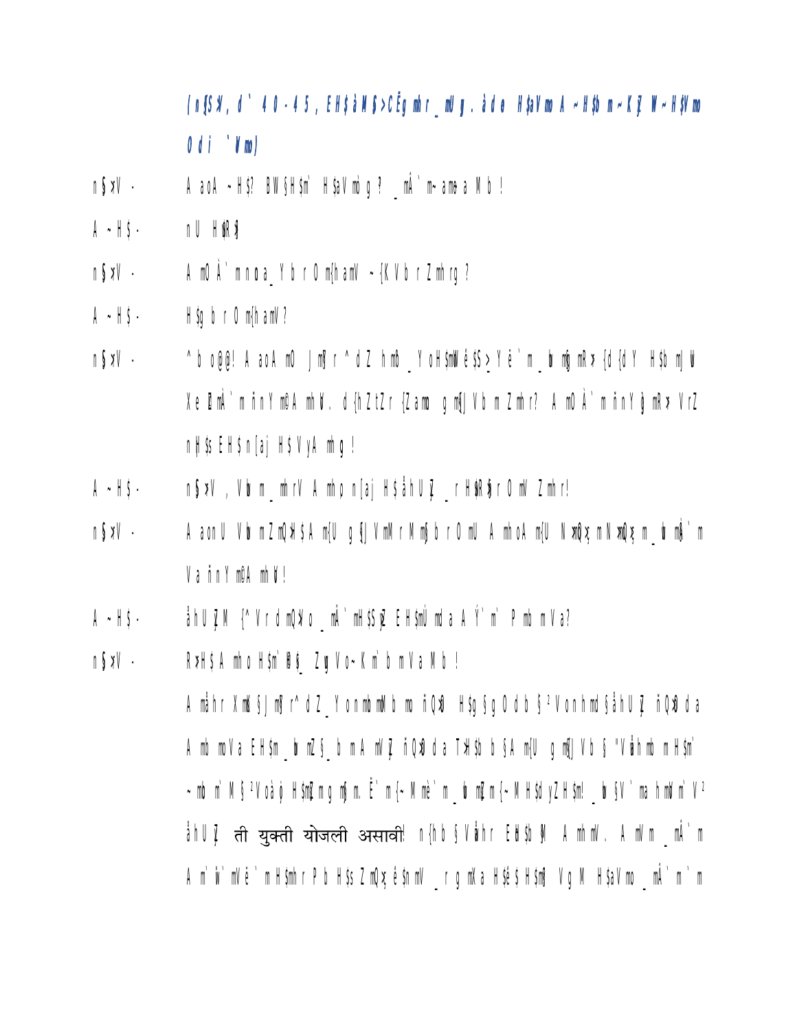*(n§S>, d` 40-45, EH$àM$>CËg mhr _mUg. àdoe H$aVmo A~H$b m~Kî W~H$Vmo Odi `Vmo)*

n§S>V - A aoA ~H$? BW§H$m` H$aVmo g? _mÂ`m~amo~a Mb!

A~H$ - nU H$R>?

n§S>V - A m© À`m noa_Ybr O m{hamV ~{KVbr Zmhrg?

A~H$ - H$g b r O m{hamV?

n§S>V - ^boo@@! A aoA m© Jm§r^dZ hmb_Yo H$mM©é$S>_Yë`m _bm mÂ`m {d{dY H$b mJÌ Xe©Zm À`m ñnY m©A mhV. d{hZtZr {Zamo gm§JVb m Zmhr? A m© À`m ñnY© mÂ`m VrZ nH$s EH$ n[aj H$ VyA mhg!

A~H$ - n§S>V, Vw m _mhrV A mho n[aj H$ âhUZ _r H$R>Sçr O mV Zmhr!

n§S>V - A aonU Vw m ZmQ>H$ A m{U g§JVmMr Mm§b r O mU A mho A m{U N>m`{Mÿ mN>m`{Mÿ m _bm mÂ`m Va ñnY m©A mhV!

A~H$ - âhUZM {^Vr dmQ>Vo _mÂ`m H$S>yZ EH$mÚmda A Ý`m` P mb m Va?

n§S>V - R>H$ A mho H$m`©H$_ Zw Vo~K m`b m Va Mb!

A mâhr Xmo§ J m§r^dZ_Yo nmohmoMb mo ñQ>oO H$g§gO d b § ²V onhmo §âhUZ ñQ>oO da A mb mo Va EH$m _bm Z§ _b m A mVZ ñQ>oO da T>H$b b§A m{U g m§JVb § "Vwâhr mb m H$m` ~mb m` M§ ²Voàþ H$m Z mgm§m. Ë`m {~Mmè`m _bm Z m{~M H$dyZ H$m! _b § V` ma hmoVm`V ² âhUZ ती युक्ती योजली असावी! n{hb § Vwâhr EH$b mM A mhmV. A mV m _mÂ`m A m`w`mVë`m H$mhr P b H$s ZmQ>Ç é$nmV _rg mXa H$ê$ H$m§ Vg M H$aVmo _mÂ`m`m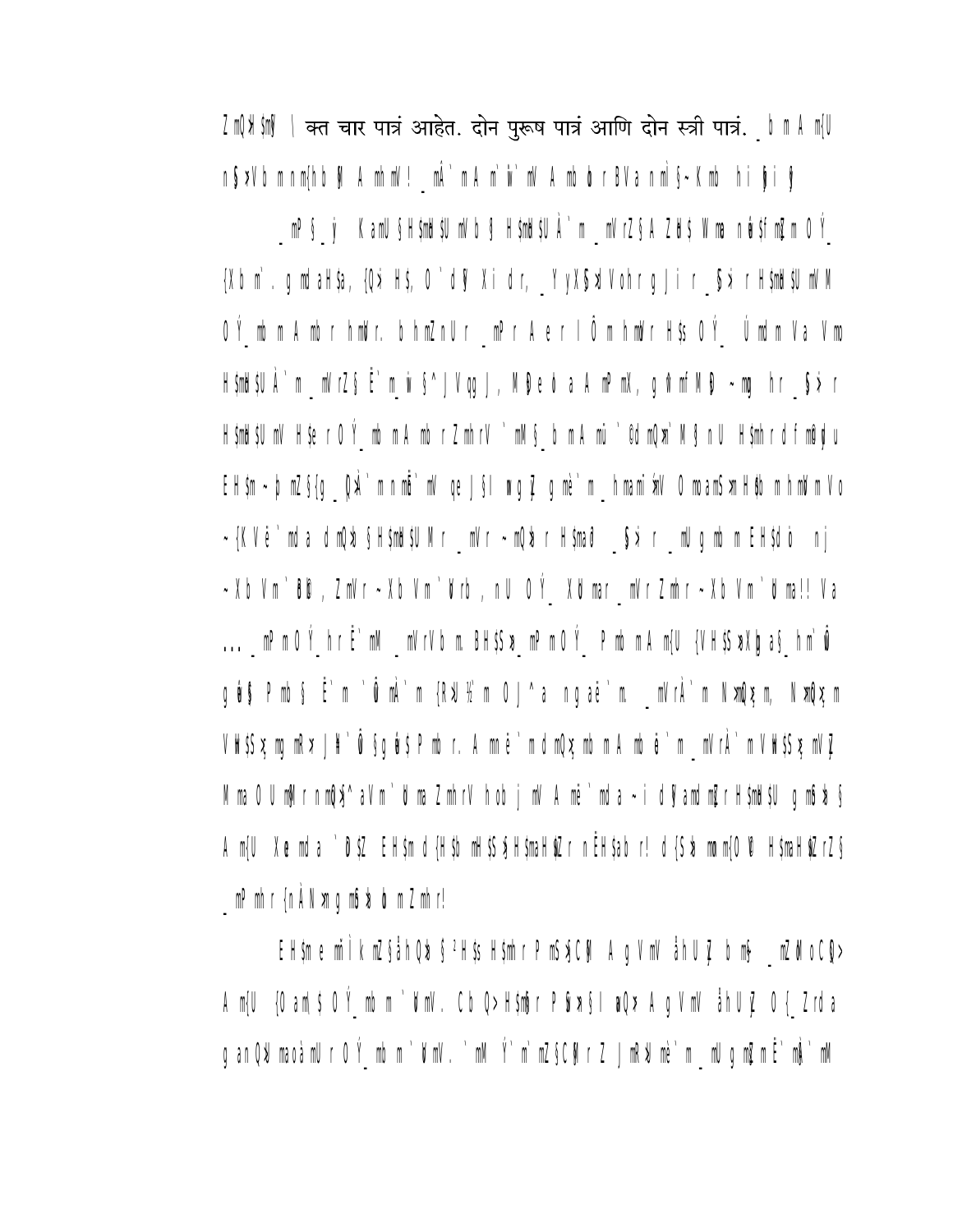ZmQ>H$mV | क्त चार पात्रं आहेत. दोन पुरूष पात्रं आणि दोन स्त्री पात्रं. _b m A m{U

n§>Vb m n m{hb $ A mhmV! _mA`m A m`d`mV A mbo r BVa n m§~Kmb hi $i $

_mP§_ý KamU§H$mH$U mVb § H$mH$UÀ`m _mVrZ§A ZH$ Wma n$f m¶m O Ý_

{Xb m`. gmdaH$a, {Q>iH$, O`dV Xi dr, _YyX§>dVohrgJir _§>r H$mH$U mV M

OÝ_mb m A mb r hmVr. bhmZnUr _mPr A er l Ô m hmVr H$s OÝ_ Úmdm Va Vmo

H$mH$UÀ`m _mVrZ§ Ë`m_w§^JVgg J, MÍe b A mPmX, g$ mf MÍ ~mg hr _§>r

H$mH$UmV H$er OÝ_mb m A mb r ZmhrV `mM§_b m A mü`©d mQ>m`M§ nU H$mhr d f mQ$u

EH$m ~pmZ§{g _Q>`m n mE`mV qe J§I wgZ gmè`m_hmami>mV OmoamS>m H$b m hmVm Vo

~{KVë`mda dmQ>b§H$mH$UMr _mVr ~mQ>br H$mar _§>r _mU gmb m EH$db nj

~Xb Vm`Ob, ZmVr ~Xb Vm`Vrb, nU OÝ_ XWmar _mVrZmhr ~Xb Vm`Wma!! Va

… _mPm OÝ_hr Ë`mM _mVrVb m. BH$S>_mPm OÝ_ Pmb m A m{U {VH$S>Xb a§_hm`Û

gÚ§ Pmb§ Ë`m `Ûm`m {R>U½m OJ^a ngaë`m. _mVrÀ`m N>mQ>çm, N>mQ>çm

VH$S>çmg mR>J$`Û§gÚ$Pmb r. A mnë`mdmQ>çmb m A mb o`m _mVrÀ`m VH$S>çmVZ

Mma OU mM r n mQ>§^aVm`Wma ZmhrV hob j mV A më`mda ~i d$amdm¶r H$mH$U gm$b >§

A m{U Xemda `D$Z EH$m d{H$b mH$S>§H$maH$Z r nËH$abr! d{S>bmm{OV H$maH$ZrZ§

_mPmhr{nÀN>m gm$b>b m Zmhr!

EH$me mÌkmZ§åhQ>b§²H$s H$mhr PmS>§C$ A gVmV åhUZ b m$ _mZ AoCl$>

A m{U {Oam§ OÝ_mb m `WmV. Cb Q>H$m¢r P$>§I aQ> A gVmV åhUZ O{_Zrda

ganQ>maoàmU r OÝ_mb m `WmV. `mM Ý`m`mZ§ C$r Z JmR>mè`m _mU gm¶m Ë`m$`mM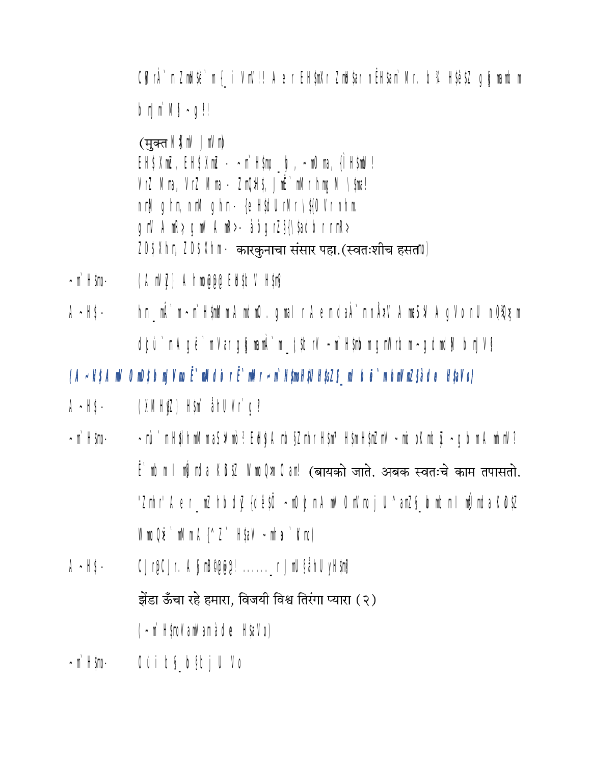C¶rÀ`m Zm¡H$è`m {_i VmV!! A e r EH$mXr Zm¡H$ar nËH$am`Mr. b ¾ H$ê$Z g§mamb m

b mj m`M§ ~g ?!

(मुक्त N§X mV J mV mo

EH$ Xm¡, EH$ Xm¡ - ~m`H$mo _ bm, ~mO ma, {Ì H$mb !

VrZ Mma, VrZ Mma - ZmOm H$, J mE`mMr hmg M \$ma!

n mM g hm, n mM g hm - {e H$d U rMr \${O Vr nhm.

g mV A mR>, g mV A mR> - àò g rZ §{\$ad b r n mR>

ZD$ Xhm, ZD$ Xhm - कारकुनाचा संसार पहा.(स्वतःशीच हसतmo)

~m`H$mo- (A mV Z) A hmo@@@ EH$b V H$m?

A ~H$ - hm _mÀ`m ~m`H$mo mA md mO . g ma I r A e md aÀ`m nÅ>V A maS>V A g V o nU nQ>Oo m

d þù`m A gë`mVar g§ma mÀ`m _\$b rV ~m`H$mo mg mV rb m ~gd md §M b mj V§

*(A ~H$ A mV OmD$b mj VmoË`mMdo r Ë`mMr ~m`H$moH$U H$sZ§_m b ë`m b mV mZ$à d o H$aVo)*

A ~H$ - (XM H$Z) H$m` ÌhU Vr`g ?

~m`H$mo- ~mù`m H$ hmM maS>Vmo ? EH$ A mb §Z mh r H$m? H$m H$mZ mV ~mo oK mb Z ~g b m A mh mV ?

Ë`mb m I m§ md a KDo$Z Wmo Q>m O am! (बायको जाते. अबक स्वतःचे काम तपासतो.

"Zmhr' A e r _mZ hb dZ {dê$Ô ~mO þ m A mV O mV mo j U ^amZ§_bmb m I m§md a KDo$Z

WmoQ>e`mM m A {^Z` H$aV ~mh a `Vmo)

A ~H$ - CJ r@CJ r. A §mB@@@! ......._ r J mU§ ÌhU yH$m?

झेंडा ऊँचा रहे हमारा, विजयी विश्व तिरंगा प्यारा (२)

(~m`H$mo Vam Vam à d o H$aVo)

~m`H$mo- Oùi b §_b §b j U Vo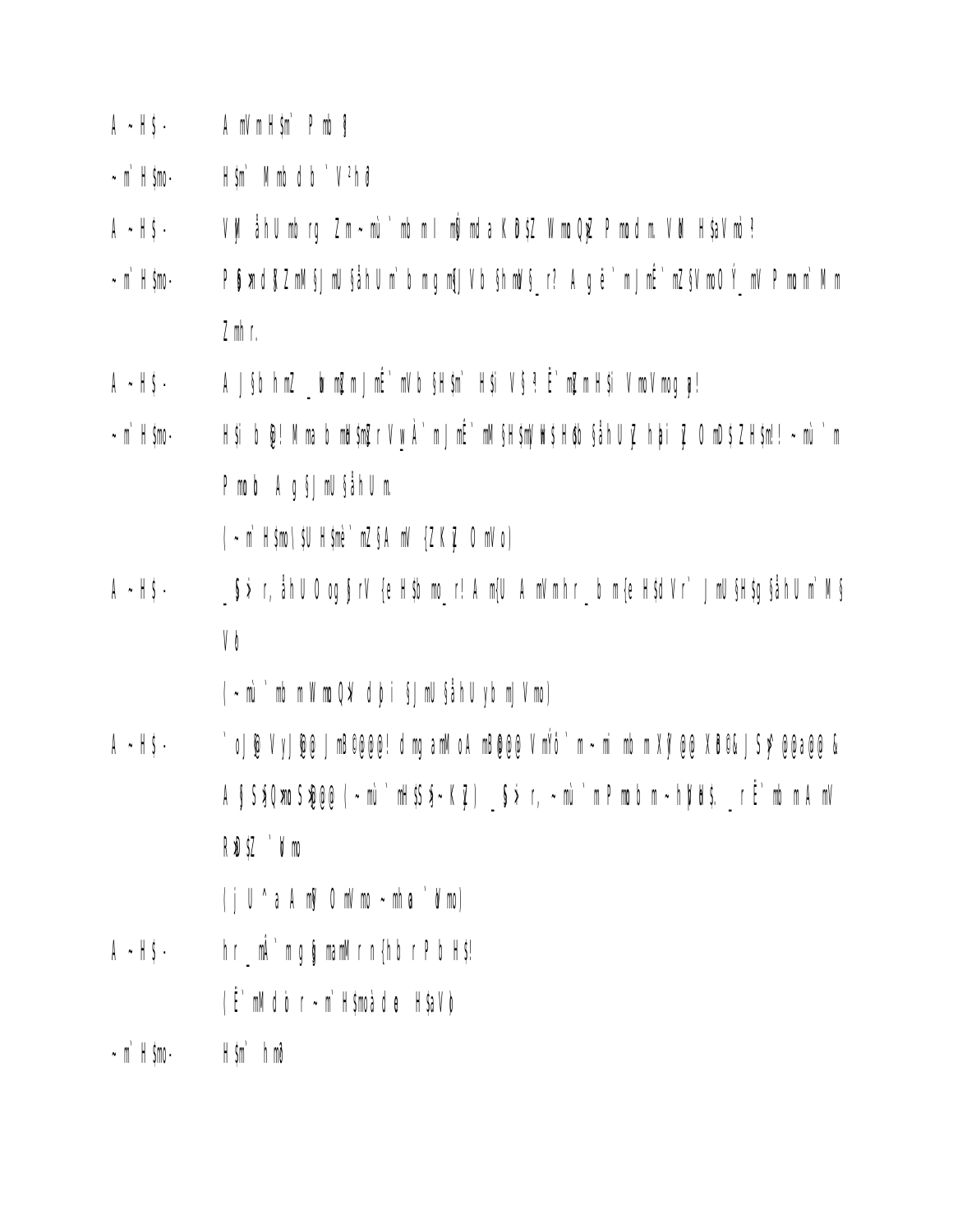A ~ H$ -    A mV m H$m` P mb §

~ m` H$mo-    H$m` M mb d b ` V ²h ?

A ~ H$ -    V¶ åh U mb rg Z m ~ mù ` mb m I m§ md a K Ð $Z Wmo Q¶Z P mo d m. V M H$ aV mo ?

~ m` H$mo-    P§ mÚ d§ Z mM § J mU §åh U m` b m g m§ J V b §h mV §_ r? A g ë ` m J mÉ ` mZ $V mo O Ý_ mV P mo m` M m Z mh r.

A ~ H$ -    A J §b h mZ _ bm m§ m J mÉ ` mV b §H$m` H$i V § ? Ë ` m§ m H$i V mo V mo g m!

~ m` H$mo-    H$i b @! M ma b mH$m§ r V y À ` m J mÉ ` mM § H$m V H$ H$b §åh U Z h bi Z O mD $ Z H$m! ~ mù ` m P mo b A g § J mU §åh U m.

( ~ m` H$mo \ $U H$mè ` mZ § A mV {Z K Z O mV o)

A ~ H$ -    _ §› r, åh U O og § rV {e H$b mo_ r! A m{U A mV m h r _ b m{e H$d V r` J mU § H$g §åh U m` M § V b

( ~ mù ` mb m W mo Q¶ d bi § J mU §åh U yb m J V mo)

A ~ H$ -    ` o J @ V y J @ @ J m ? @ @ @ @ ! d m g a m M o A m B @ @ @ V m Ý ò ` m ~ m i mb m X ¶ @ @ X B @ & J S » @ @ a @ @ &
A § S § Q » m o S » @ @ ( ~ mù ` m H$ S § ~ K Z ) _ § › r, ~ mù ` m P mo b m ~ h ¶ H$. _ r Ë ` mb m A mV R Ð $ Z ` ¶ mo

( j U ^ a A m§ O mV mo ~ mh a ` ¶ mo)

A ~ H$ -    h r _ m Â ` m g § m a m M r n{h b r P b H$!

( Ë ` m M d ò r ~ m` H$mo à d e H$ aV b)

~ m` H$mo-    H$m` h m ?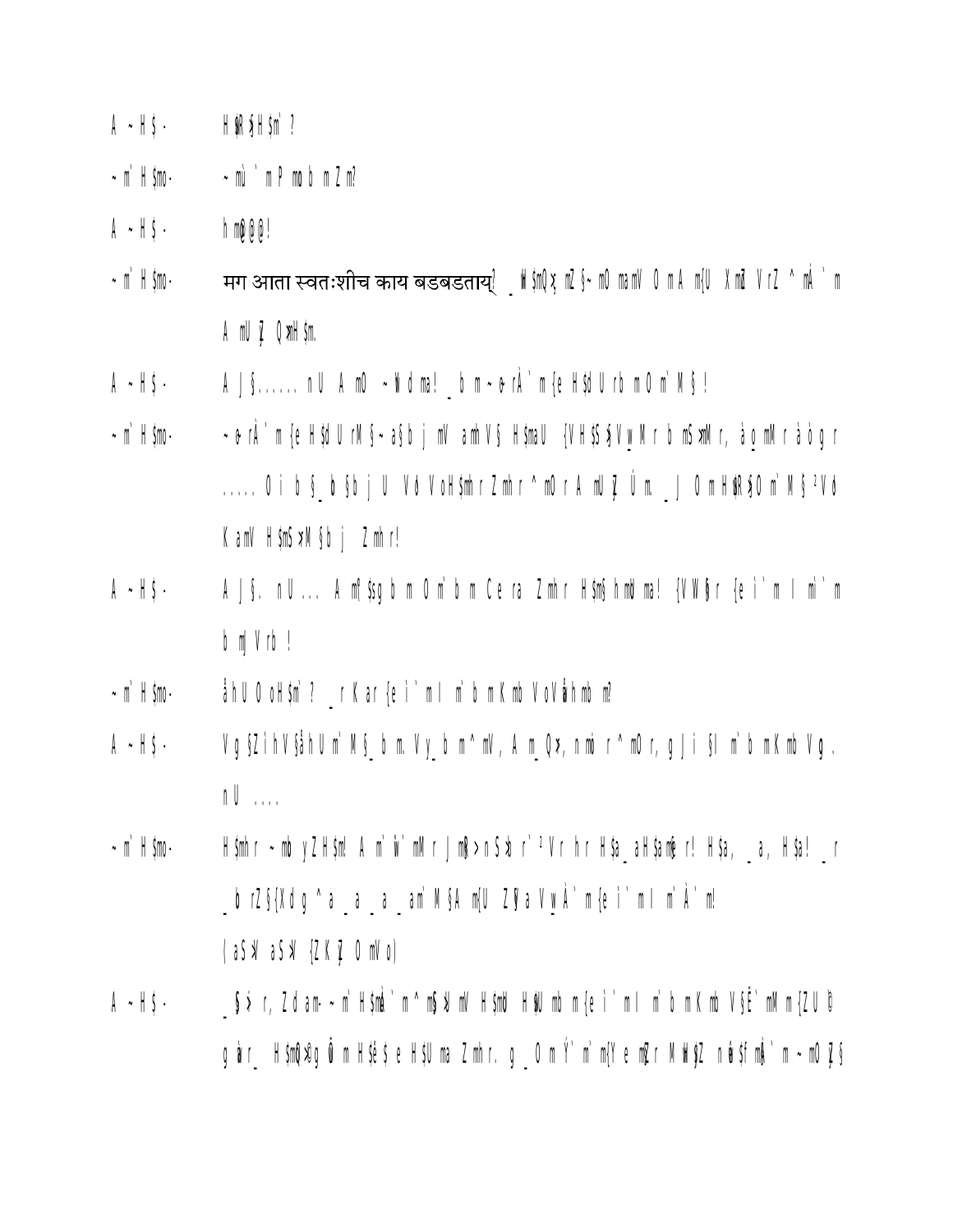A ~H$ -    H$R$H$m`?

~m`H$mo -    ~mù`m P mob m Z m?

A ~H$ -    h m@@@!

~m`H$mo -    मग आता स्वतःशीच काय बडबडताय्? _W$mQ`ç mZ§ ~mO maml O m A m{U Xm Vr Z ^mÀ`m A mU Z Q>mH$m.

A ~H$ -    A J§...... nU A mO ~Ydma! _b m ~o rÀ`m {e H$dU rb mO m`M§!

~m`H$mo -    ~o rÀ`m {e H$dU rM§ ~ a§b j ml amh V§ H$maU {VH$S §Vy_Mr b mS >mMr, à_mMr ràò g r ..... O i b §_b §b j U Vd VoH$mhr Zmhr ^mO r A mU Z Ú m. _J O m H$R§O m`M§ ²Vd K aml H$mS >M§b j Zmhr!

A ~H$ -    A J§. nU ... A m[$gb m O m`b m Ce ra Zmhr H$m§hmU ma! {VW§r {e i`m I m`m b mj Vrb !

~m`H$mo -    åhU O oH$m`? _r Kar {e i`m I m`b m Kmb VoVåhmb m?

A ~H$ -    Vg §Z ihV§åhU m`M§_b m. Vy_b m ^mV, A m_Q>, nmol r ^mO r, gJi §I m`b m Kmb Vg. nU ....

~m`H$mo -    H$mhr ~mb yZH$m! A m`W`mMr JmS>nS>r`²Vr hr H$a_aH$amÈr! H$a, _a, H$a! _r _b rZ§{Xdg ^a _a _a _am`M§A m{U Z§a Vy_À`m {e i`m I m`À`m!
(aS>l aS>l {ZKy O mVo)

A ~H$ -    _§>r, Zd am- ~m`H$mà`m ^m§>Um` H$mU H$U mb m {e i`m I m`b m Kmb V§È`mM m {ZU © gmr_ H$mQ>gÛm H$è$e H$U ma Zmhr. g _O m Ý`m`m{Ye mZr MW$Z nd$fmÀ`m ~mO Z§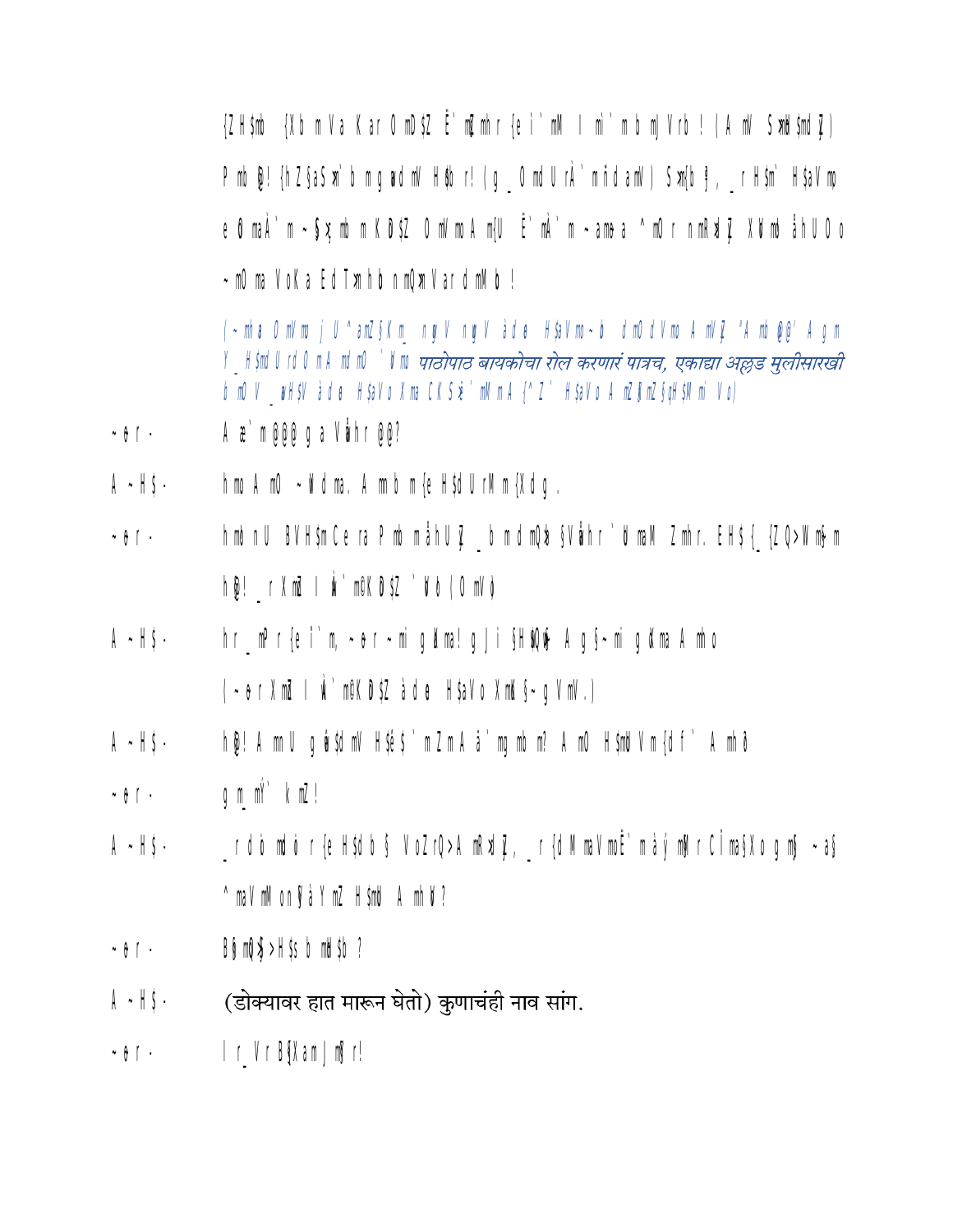{ZH$mb {Xb mVa KarOmD$Z Ë`m{Zmhr {ei`mM I mi`mbmJVrb! (AmV S>mìH$mdZ)

Pmb@! {hZ§aS>m`bm gmdmV H$bm r! (g_OmdUrÀ`m ñdamV) S>m{b§, _r H$m` H$aVmo

e ð maÀ`m ~§>mbm KD$Z OmVmo Am{U Ë`mÀ`m ~amo a ^mOr nmRdVmo Z, XÐmo åhUO o

~mO ma VoKa Ed T>mh bo nmQ>mVar dmMb !

*(~mha OmVmo j U^aMZ§Km_ ngV ngV àde H$aVmo ~b dmOdVmo AmVZ "Amb@@' A gm Y_H$mdUrdOmAmdmO `Vmo* ***पाठोपाठ बायकोचा रोल करणारं पात्रच, एकाद्या अल्लड मुलीसारखी*** *bm0V _mH$V àde H$aVo Xma CKS>Vo `mMmA {^Z` H$aVo AmZ§mZ§n H$Mmi Vo)*

~ø r · A æ`m@@@ g a VÀhr @@?

A ~H$ · hmo Am0 ~Wdma. Ammbm {e H$dUrMm {Xdg.

~ø r · hmbnU BVH$m Cera Pmbm åhUZ _bm dmQ>b §Vàhr `Wma M Zmhr. EH$ {_{ZQ>Wm§ m

h@! _r XmZ I À`m@KD$Z `Vo (OmVo)

A ~H$ · hr _mPr {e i`m, ~ø r ~mi gXma! gJi §H$mQ>@ Ag§~mi gXma Amho

(~ø r XmZ I À`m@KD$Z àde H$aVo Xmd§~gVmV.)

A ~H$ · h@! AmnU gÀH$dmV H$ê$`mZmAã`mgmbm? AmO H$mWVm{df` Amhð

~ø r · gm_mÝ` kmZ!

A ~H$ · _rdò mdò r {e H$db § VoZrQ>AmRdVmZ, _r {dMmaVmoË`màý mMrCÎmaXo gm§ ~a§ ^maVmMon§àYmZ H$moU Amho?

~ø r · B§mQ>§>H$s bmB$b ?

A ~H$ · (डोक्यावर हात मारून घेतो) कुणाचंही नाव सांग.

~ø r · Ir_VrB§XamJm§Yr!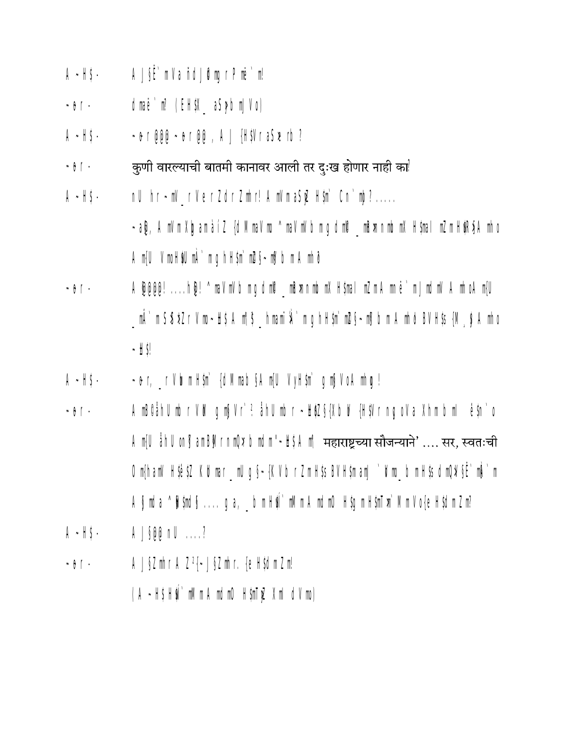A ~H$ - A J§Ë`m Va ñd J©m`r P më`m!

~ ß r - d mâë`m? (EH$X_ aS>y b mJVo)

A ~H$ - ~ ß r @@@ ~ ß r @@, A J {H$Vr aS>rb ?

~ ß r - कुणी वारल्याची बातमी कानावर आली तर दुःख होणार नाही का?

A ~H$ - nU h r ~mV_ r Ve rZ d r Zmhr! A mVm aS>Ê H$m` Cn`mo ? .....

~ a@, A mV m Xþ am àíZ {d MmaVmo ^maVmV b mg d m©Ø _mÌ>nmb mX H$mal mZm H$nR>§ A mho

A m{U VmoH$nU mÀ`mg h H$m`mZ§~m§Jb m A mhð

~ ß r - A @@@@! ....h@! ^maVmV b mg d m©Ø _mÌ>nmb mX H$mal mZm A mnë`m J md mV A mhoA m{U

_mÀ`m S>ŠQ>r Vmo~Ü$ A m{$ _hmam°Å`mg h H$m`mZ§~m§J b m A mhò BVH$s {M ¸gA mho

~Ü$!

A ~H$ - ~ ß r, _ r Vb m H$m` {d Mmab § A m{U VyH$m` gm§VoA mhg !

~ ß r - A mB@åhU mb r VÑ gm§Vr`? åhU mb r ~Ü$Z§{Xb b {H$Vr n go Va Xhm b ml é$n`o

A m{U åhU on¶amB©r n mÕ>b mdm "~Ü$ A m{ महाराष्ट्रच्या सौजन्याने’ …. सर, स्वतःची

Om{ham V H$é$Z KÝ mar _mU g§~{K Vb r Zm H$s BVH$m am`Vmo_b m H$s d mÕ>§Ë`m@`m

A §md a ^@$md§ .... g a, _b m H$mí`mMm A md mO H$g m H$mT>m`MmVo{e H$dm Zm?

A ~H$ - A J§@@ nU ....?

~ ß r - A J§Z mhr A Z ²{~J§Z mhr. {e H$d m Zm!

(A ~H$ H$mí`mMm A md mO H$mT>Z Xm I d Vmo)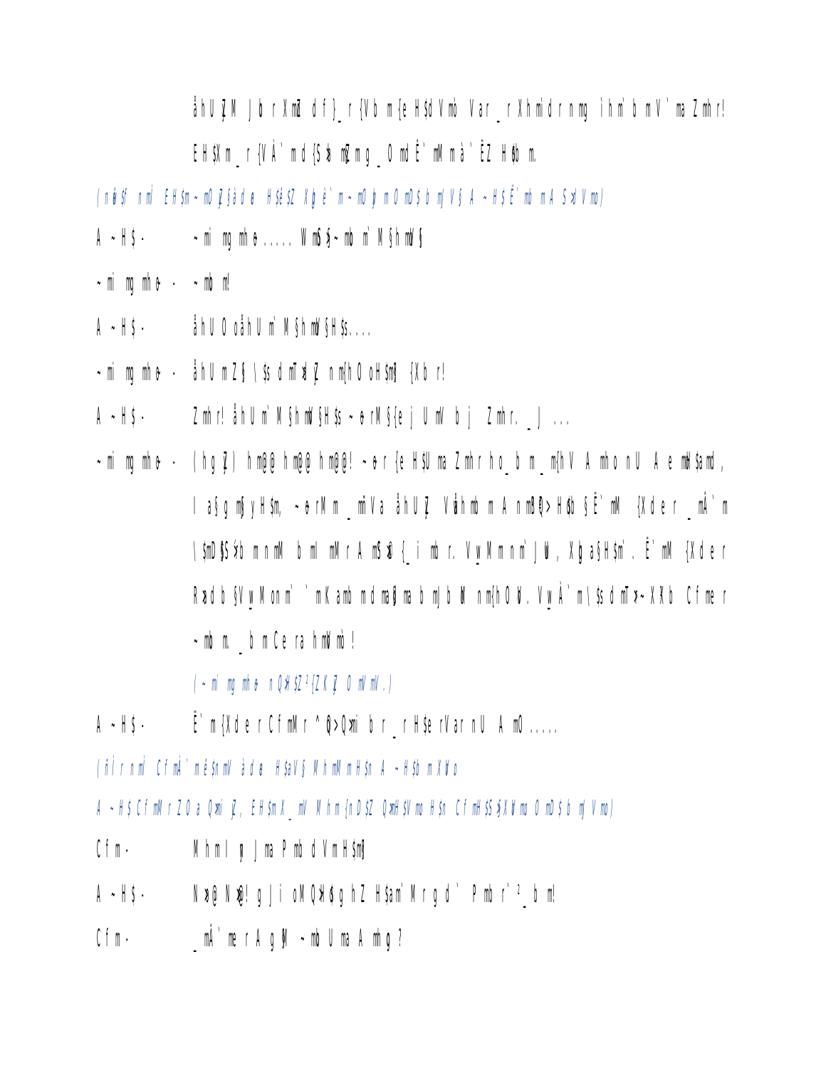åhU ŽM J b r XmñZ d f}_r{Vb m{e H$dVmò Var_rXhmòdrnmg ìhm`bmV`ma Zmhr!

EH$Xm_r{VÀ`md{S>bm§Zmg_OmdË`mMmà`ËZ H$ê$b m.

*(nS>Xm nS>Vmo. EH$m-~mOÿZ§Jàd{e H$êZ Xmè`m~mOyèm OmD$bmJVmV§ A~H$Ë`mbm A~S>dVmo)*

A~H$ - ~mi mg mh e ..... Wm§~mb m`M§hmV§

~mi mg mh e - ~mb m!

A~H$ - åhU O oåhU m`M§hmV§H$s....

~mi mg mh e - åhU mZ§ \$s dmT>bZ nm{hO oH$m§ {Xb r!

A~H$ - Zmhr! åhU m`M§hmV§H$s ~ e rM§{e j U mV b j Zmhr. _J ...

~mi mg mh e - (hg Z) hm@@ hm@@ hm@@! ~ e r{e H$U ma Zmhr ho_b m_m{hV A mho nU A e mH$amd, I a§g m§yH$m, ~ erMm _mVa åhU Z VwåhmbmAnm§R>H$db§Ë`mM {Xder _mÂ`m \$mD§S>bmnnmM bmì mMr AmS>a{_i mb r. Vw_Mmnm`JW, XþaH$m`. Ë`mM {Xder R>adb§Vw_Monm``mKambmdma§mabmjb M nm{hO V. VwÀ`m\$s dmT>~XXb Cfme r ~mb m._b mCe ra hmVmò!

*(~mi mg mh e nQ>H$Z²{ZKZ OmVmV.)*

A~H$ - Ë`m{Xder CfmMr^oQ>Qmi br_rH$erVarnU A mO .....

*(n¡r nm CfmÀ`méS>mV àde H$aV§ MhmMmH$n A~H$bmXVo*

*A~H$ CfmMrZO a Qmi Z, EH$mX_mV Mhm{nD$Z QmH$Vmo H$n CfmH$S>XVmo OmD$bmJVmo)*

Cfm - Mhml y JmaPmbdVmH$m§

A~H$ - N>@ N>@! gJi oMQ>H$ghZ H$am`Mrgd` Pmb r`²_b m!

Cfm - _mÂ`merAgþM ~mbUmaAmhg?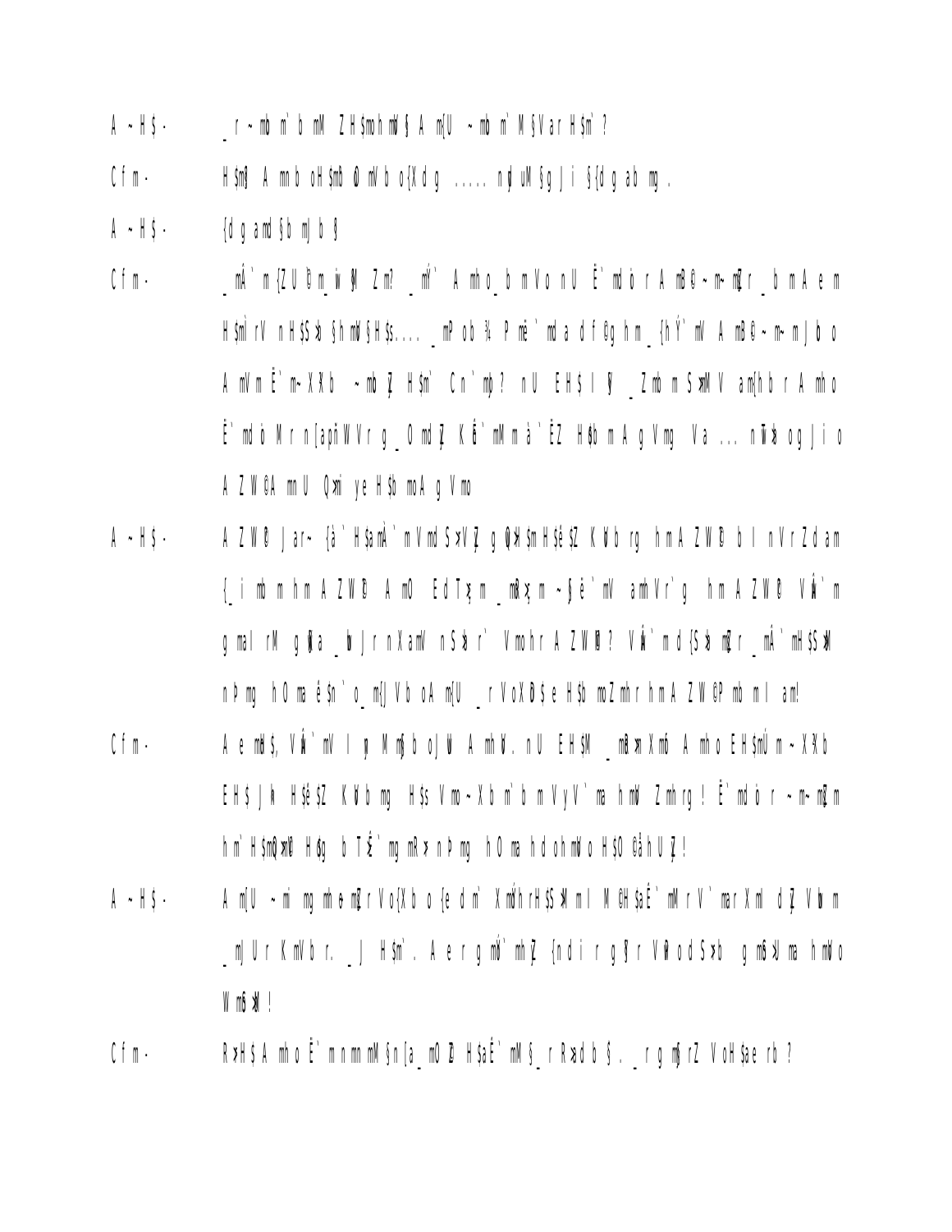A ~H$ - _r ~mo m`b mM ZH$mohmd§ A m{U ~mo m`M§Var H$m`?

Cfm - H$m§ A mnbo H$mb Om mVbo {Xdg ..... nyd uM§g Ji §{dgab mg.

A ~H$ - {dgam d§b mjb §

Cfm - _mÂ`m {ZU©m_w ¶M Zm? _mÝ` A mho _b mVonU Ë`mdo r A mB©~m-~m{Zr _b m A e m H$mìrV n H$S>o §hmd§H$s.... _mPob ¾ Pmë`mda df©gh m_{hÝ`mV A mB©~m-~m Jbo o A mV m Ë`m-~X¥b ~mo Z H$m` Cn`mo? nU EH$ I ¶ _Zmb m S>mMV am{hb r A mho Ë`mdo Mr n{apñWVrg _Omd Z Kå`mM m à`ËZ H$b m A g Vmg Va ... nï>og Ji o A ZW©A mn U Qm` ye H$b mo A g Vmo

A ~H$ - A ZW© Jar~ {à`H$am|`m Vmd S>Vg g Ø>H$m H$é$Z K¥b rg hm A ZW© b I nVrZdam {_i mb m hm A ZW© A mO EdT¶m _m{¶m ~§ë`mV am{Vr`g hm A ZW© Vå`m gma I rM g¶a _b Jr n XamV nS>r` VmohrA ZW©? Vå`m d{S>b m{Zr _mÂ`mH$S>M nPmg hOma é$n`o_m{JVb o A m{U _r VoXÞ$e H$b moZmhr hm A ZW©P mb m I am!

Cfm - A e mH$, Vå`mV I ¶ M m§b o JUm A mhoV. nU EH$M _mß>m Xmó A mho EH$mÚm ~X¥b EH$ Jh H$é$Z K¥b mg H$s Vmo~Xb m`b m VyV`ma hmV Zmhrg! Ë`mdo r ~m-~m{Zm hm`H$mQ>m¶ H$og b Tß`mg mR> nPmg hOma hdohmVo H$O ©âhU Z!

A ~H$ - A m{U ~mi mg mhe m{Zr Vo{Xb o {e dm` XmÝhrH$S>M m I M©H$aÊ`mM r V`mar Xml dZ Vb m _mJU r KmVbr. _J H$m`. A e r gmÝ`mhZ {ndi r g¶r VP odS>b gmß>Uma hmV o Wmß>M!

Cfm - R>H$ A mho Ë`m nmn mM §n{a_mO© H$aÊ`mM§ _r R>adb §. _r gm§rZ VoH$ae rb ?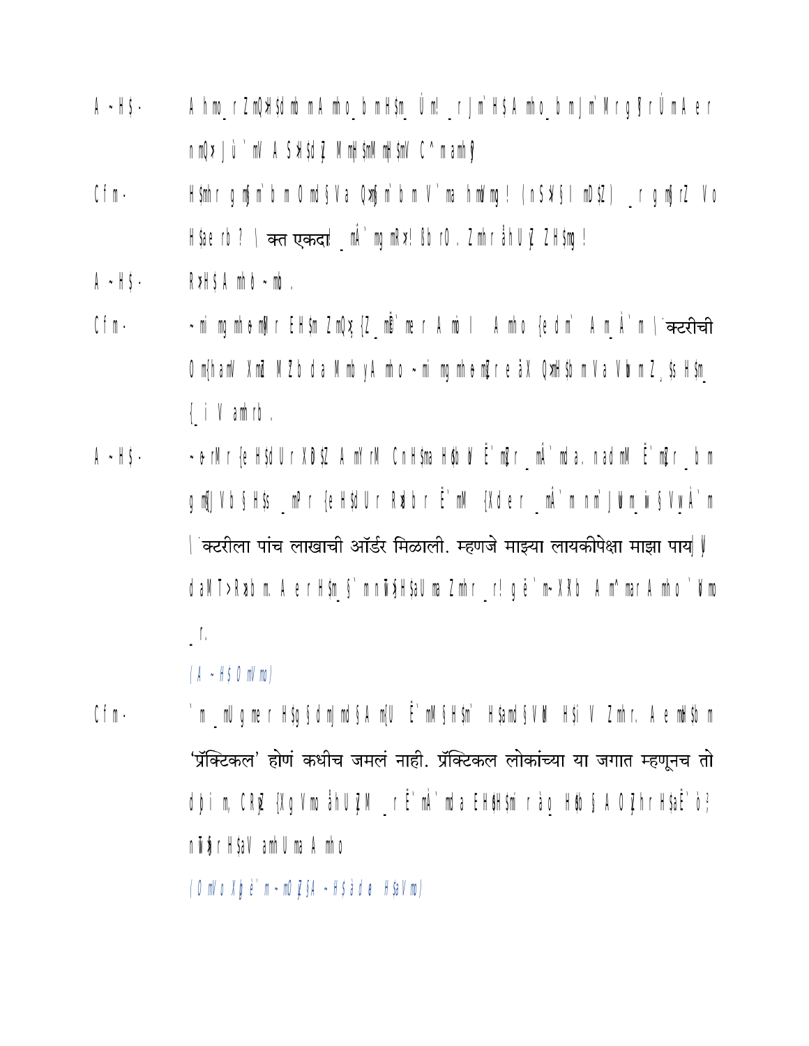A ~H$· A hmo_ r ZmQ>H$dmb m A mho_ b m H$m_ Ún! _ r J m`H$ A mho_ b m Jm`Mr g¥r Ùm A e r n mQ>r J ù `m V A S>H$d Z M mH$mM mH$mV C^ m amhr ¥

Cfm· H$mhr r g m¶m`b m Omd§Va Q>m¶m`b m V`ma hmV mg ! (n S>¶§I mD$Z) _ r g m¶rZ Vo H$ae rb ? | क्त एकदा _ mÁ`mg mR>! ßb rO . Zmhr åhU Z ZH$mg !

A ~H$· R>H$ A mhb ~ mb .

Cfm· ~ mi mg mh e m¶r EH$m ZmQ>¸{Z_ m®`me r A mbo I A mho {e dm` A m_À`m |`क्टरीची Om{ham V Xmd M Zb da M mb yA mho ~ mi mg mh e m¶r e àX Q>mH$b m Va Vb m Z ¸$s H$m_ {_ i V amhrb .

A ~H$· ~ o rM r {e H$dU r XÐ$Z A mYrM CnH$ma H$b Ë`m¶r _ mÁ`mda. nadmM Ë`m¶r _ b m g m¶J Vb § H$s _ mP r {e H$dU r R>b r Ë`mM {Xder _ mÁ`m n m`J Um_ w § V yÀ`m |`क्टरीला पांच लाखाची ऑर्डर मिळाली. म्हणजे माझ्या लायकीपेक्षा माझा पाय| ¥ daM T>R>b m. A e r H$m_§`m nV¶H$aU ma Zmhr _ r! g ë`m~ XXb A m^ mar A mho `Mo _ r.

*(A ~H$ O mV mo)*

Cfm· `m _ mUg me r H$g §dmJmd§A m{U Ë`mM§H$m` H$amd§VM H$i V Zmhr. A e mH$b m 'प्रॅक्टिकल' होणं कधीच जमलं नाही. प्रॅक्टिकल लोकांच्या या जगात म्हणूनच तो d þi m, CRþZ {Xg Vmo åhU ZM _ r Ë`mÀ`mda EH$H$m r ào_ H$b § A O Zhr H$aË`o ? nV¶r H$aV amhU ma A mho

*(O mVo Xþe`m ~ mO Z § A ~H$ à de H$aV mo)*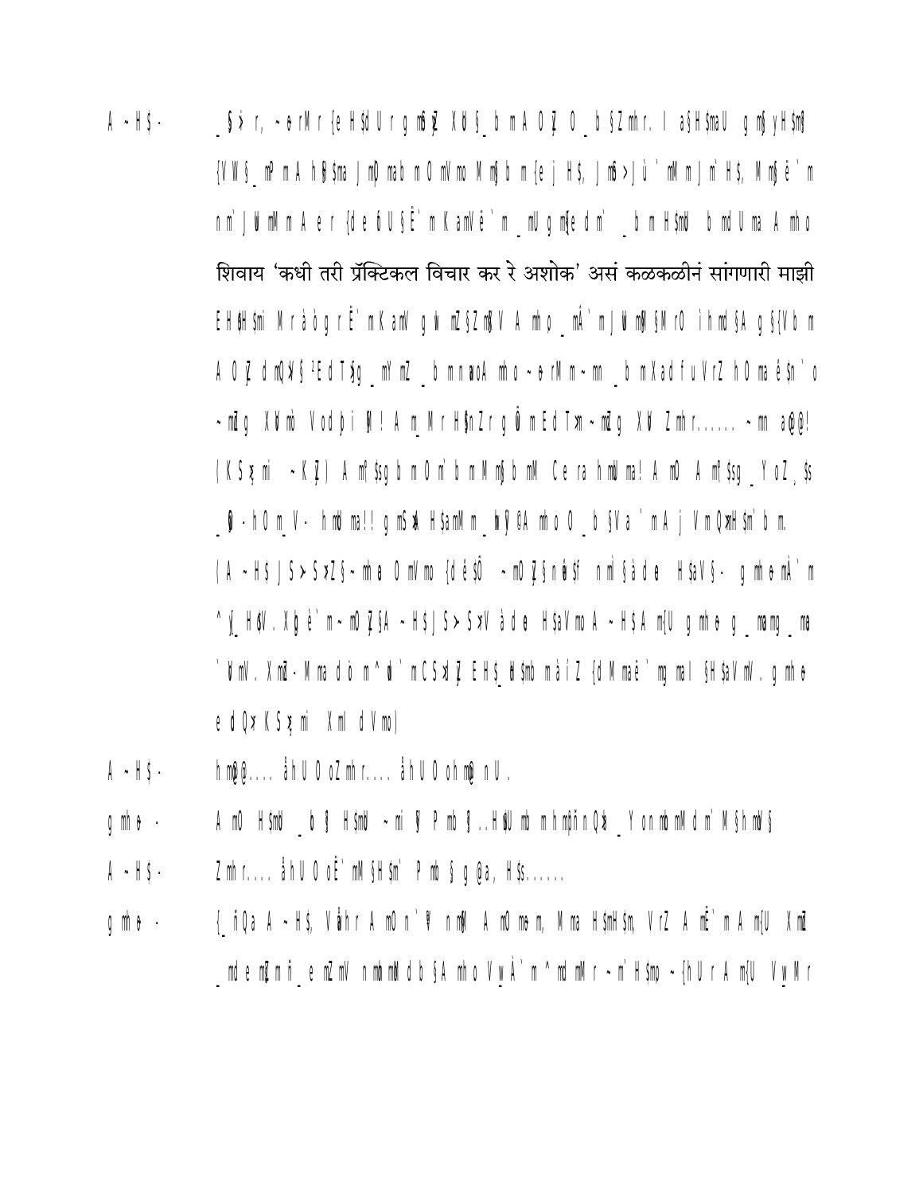शिवाय 'कधी तरी प्रॅक्टिकल विचार कर रे अशोक' असं कळकळीनं सांगणारी माझी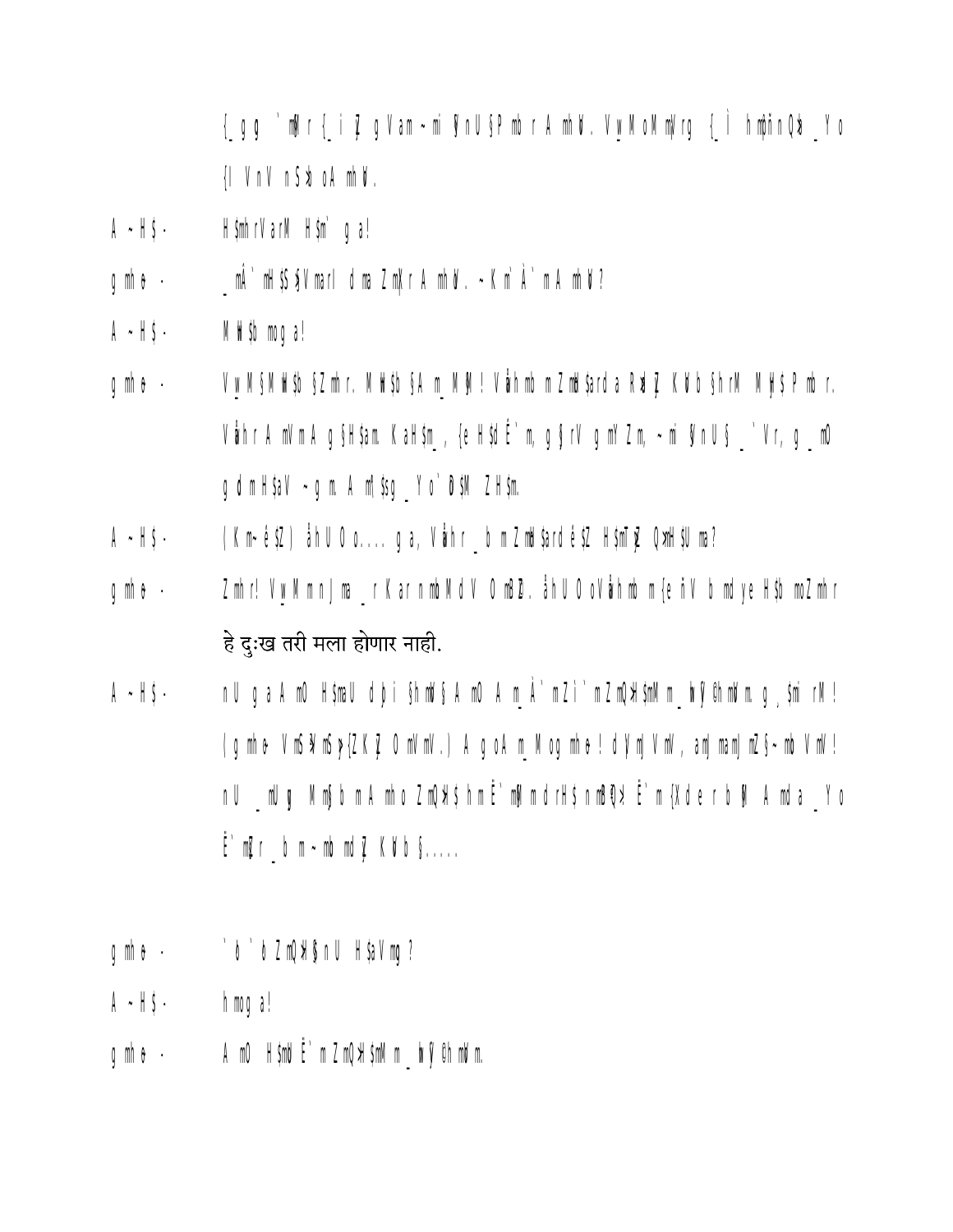{_gg `m¶r {_i Z gVam ~mi ¶nU §Pmb r A mhV. Vy_MoMmÀrg {_Ì hmpñnQ>b _Yo
{I VnV nS>bo A mhV.

A ~H$ - H$mhr VarM H$m` g a!

gmho - _mÂ` mH$S> §Vmar I dma Zmhr A mhV. ~Km` À` m A mhV?

A ~H$ - MH$b moga!

gmho - Vy_M §MH$b §Zmhr. MH$b §A m_M¶! Vmhmb m ZmhH$ard a Rb Z KVb §hrM MH$ Pmb r.
Vmhr A mVm A g§H$am. KaH$m_, {eH$dË`m, g§rV gm`Zm, ~mi ¶nU §_`Vr, g_mO
gdm H$aV ~gm. A m{$g_Yo`D$M ZH$m.

A ~H$ - (Km~é$Z) åhU Oo.... ga, Vmhr _b m ZmhH$ard é$Z H$mT Z Q>mH$U ma?

gmho - Zmhr! Vy_Mm nJma _r Karn mbMdV Omb B. åhU Oo Vmhmb m {e ñV b mdye H$b moZmhr
हे दुःख तरी मला होणार नाही.

A ~H$ - nU ga A mO H$maU dþi §hmV §A mO A m_À`m Zi`m ZmQ>H$mM m _hÎ©hmVm g, $mi rM!
(gmho VmS>Km§{ZKZ OmVmV.) A goA m_Mog mho! dÝm Vm,am maNZ§~mb VmV!
nU _mUg MmJ bm A mho ZmQ>H$ hmË`mMmdrH$nmB©Q> Ë`m {Xde rb M A mda _Yo
Ë`m Zr _b m ~mb md Z KVb §.....

gmho - `b `b ZmQ>H§ nU H$aVmg?

A ~H$ - hmoga!

gmho - A mO H$mV Ë`m ZmQ>H$mM m _hÎ©hmVm.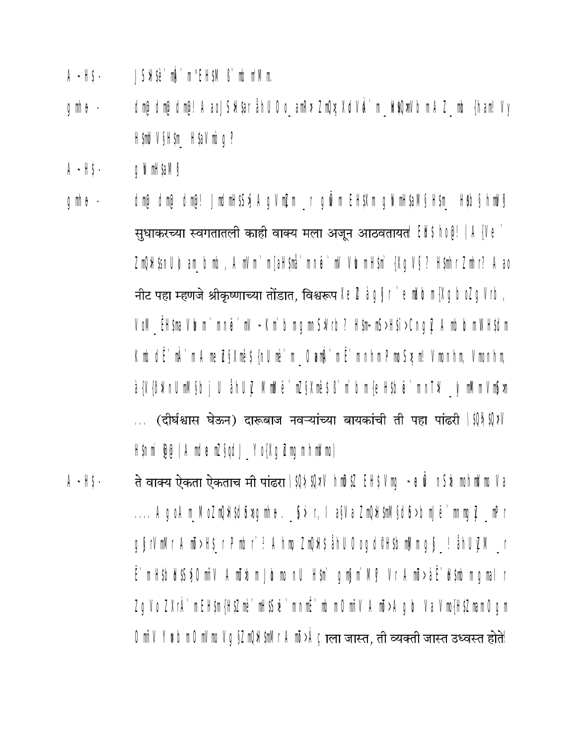A ~H$-    J S>H$e`m]À`m "EH$M ß`mb m°Mm.

gmhe -    dm@ dm@ dm@! A ao J S>H$ar åhUO o_amR>r ZmQ>Ç XdVoA`m _Ho$Q>mVb m A Z_mb {ham! Vy H$mbo V§H$m_ H$aVmo g ?

A ~H$-    g Wm H$aM §

gmhe -    dm@ dm@ dm@! J mdmH$S>§ A gVm§m _r gÔm EH$Xm gWmH$aM§ H$m_ H$b § hmV§ सुधाकरच्या स्वगतातली काही वाक्य मला अजून आठवतायत! EH$ ho@! (A {Ve` ZmQ>H$snUb am_b mb , A mVm`m [aH$mä`m nê`mV Vb m H$m` {Xg V§ ? H$mhr Zmhr? A ao नीट पहा म्हणजे श्रीकृष्णाच्या तोंडात, विश्वरूप Xe Z åg§r `e mXb m {Xg boZgVrb , VoM _ÊH$ma Vb m`m nê`mV ~Km`b m gmS>Vrb ? H$m~mS>H$i>Cng Z A mb b mWH$dm Kmb dÊ`mÀ`m A me a§Xmé${nU mè`m _Oa m]À`mE`m nhm Pmo S>ç m! Vmo nhm, Vmo nhm, à{V{ð>nUmM§b j U åhU Z Mm Më`m Z§Xmé$ß`m` b m {e H$b ë`m nT>_ymM m Vm$>m ... (दीर्घश्वास घेऊन) दारूबाज नवऱ्यांच्या बायकांची ती पहा पांढरी \$Q>$Q>V H$nmi @@ (A mdo m Z§qdJ_ Yo{Xg Zmg m hmVmo)

A ~H$-    ते वाक्य ऐकता ऐकताच मी पांढरा \$Q>$Q>V hm@$Z EH$Vmg ~e Ô nS>b mohmVmo Va .... A goA m_MoZmQ>H$d б>gmhe. _§>r, I a§Va ZmQ>H$mM§dб>b mJë`mmgZ _m³r g§rVmMr A mï>H$_r Pmb r`! A hmo ZmQ>H$ åhU Oo gd©H$b m§mg§_! åhU Z M _r Ë`m H$b H$S>§ O mïV A mï>m J b mo nU H$m` gm§m`M§ Vr A mï>à Ë`H$mb m gmal r Zg Vo ZXrÀ`m EH$m{H$Zmè`mH$S>ë`m nmÊ`mb m OmïV A mï>A gb Va Vmo{H$Zmam Ogm OmïV Ymb m OmVmo Vg§ZmQ>H$mMr A mï>Á ç ाला जास्त, ती व्यक्ती जास्त उध्वस्त होते!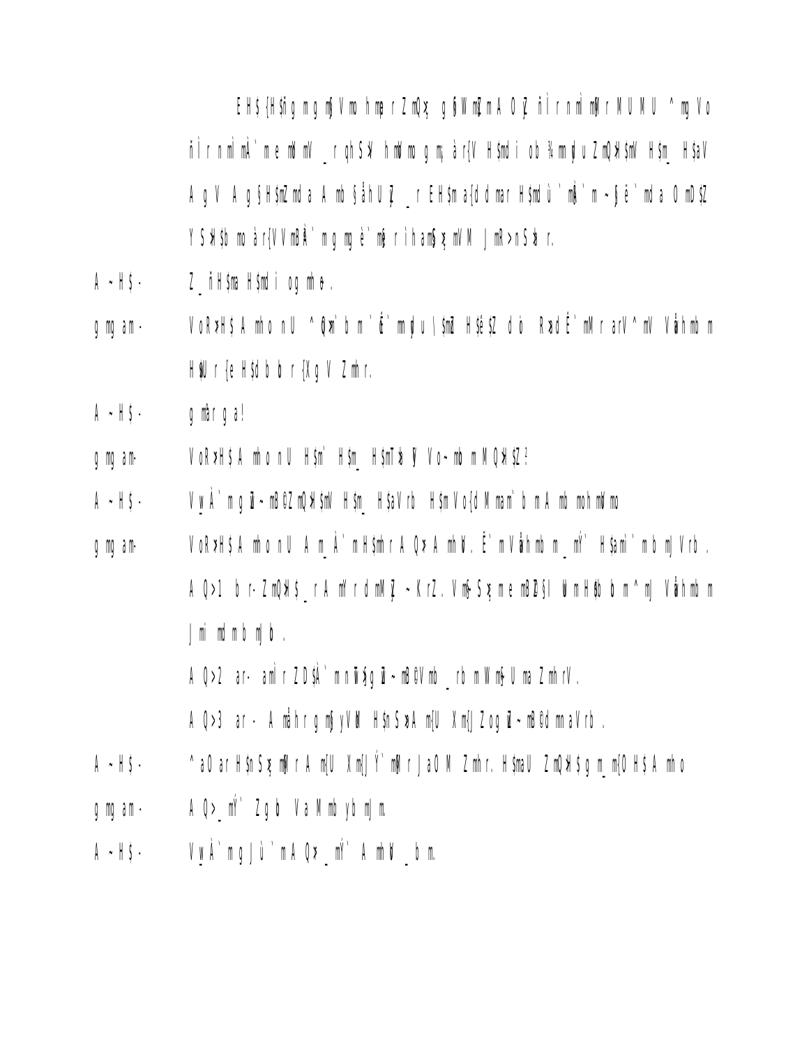EH${H$ñg m g m§Vmo hm{r Zm{Q>ç g{ôWm{Zm A O{Z ñÌ r n m{ì m{Mr r MUMU ^mg Vo

ñÌ r n m{ì mÀ`m e m{Mm{V _ r qh S>V hm{Vmo g m; àr{V H$m{di ob ¾m{u Zm{Q>H$m{V H$m{_ H$aV

A g V A g § H$m{Zm{da A m{b §åhU{Z _ r EH$m{ a{d{dmar H$m{dù`m{\`m ~§ë`m{da O m{D$Z

Y S>H$b m{ àr{V VmBÀ`m g m{ è`m{ r i h am{$ç m{VM Jm{R>n S>b r.

A ~H$ - Z_ ñH$m{a H$m{di og m{h ɵ .

g m{ am - VoR>H$ A m{h o nU ^{Q>m`b m `{E`m{u \$m{Z H$é$Z dö R>dÉ`m{M r arV^m{V Vm{h m{b m

H$m{U r {e H$d b b r {Xg V Zm{r.

A ~H$ - g m{àr g a!

g m{ am - VoR>H$ A m{h o nU H$m` H$m{_ H$m{T>b § Vo~m{b m{ M{Q>H$Z ?

A ~H$ - V{_À`m g{Z~m{B©Z m{Q>H$m{V H$m{_ H$aVrb H$m{ Vo{d M m{am`b m A m{b m{oh m{Vmo

g m{ am - VoR>H$ A m{h o nU A m{_À`m H$m{r A Q> A m{h V. Ë`m Vm{h m{b m _ m{Ý` H$am{`m b m{ Vrb .

A Q>1 b r- Zm{Q>H$ _ r A m{Y r d m{M{Z ~ KrZ. Vm{$ S>ç m e m{B{Z§I U m H$b b m ^m{ Vm{h m{b m

Jm{i m{d m b m{ b .

A Q>2 ar- am{Ì r Z D$À`m{ n T>§g{Z~m{B©Vm{b _ rb m V m{$ U m a Zm{h rV.

A Q>3 ar - A m{åh r g m{§ yV M H$n S>A m{U Xm{J Z og{Z~m{B©d m{ aVrb .

A ~H$ - ^aO ar H$n S>ç m{M r A m{U Xm{JÝ`m{M r JaO M Zm{h r. H$m{aU Zm{Q>H$ g m_ m{O H$ A m{h o

g m{ am - A Q>_ m{Ý` Zg b Va M m{b yb m{J m.

A ~H$ - V{_À`m g Jù`m A Q> _ m{Ý` A m{h V _ b m.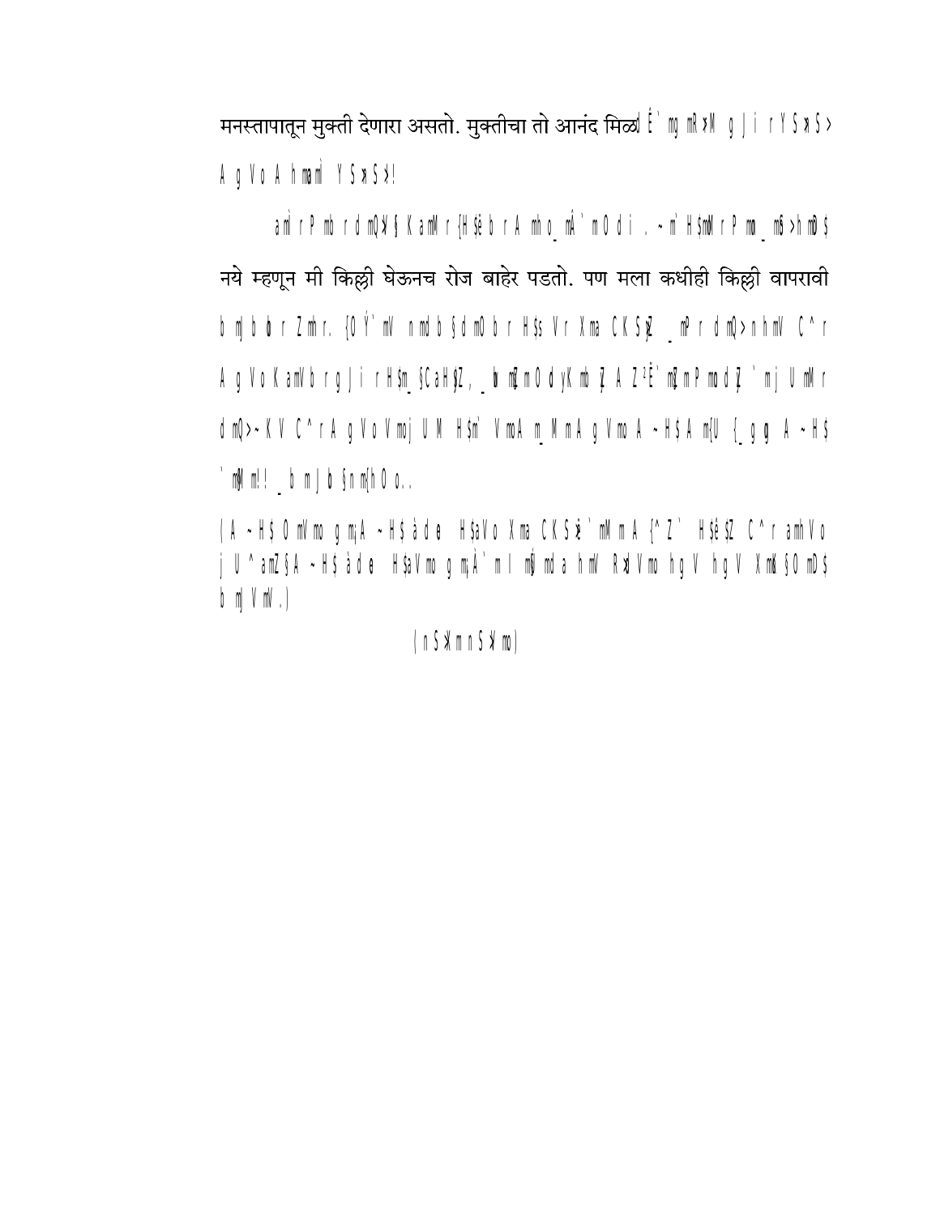मनस्तापातून मुक्ती देणारा असतो. मुक्तीचा तो आनंद मिळा É`mg mR>M g J i r Y S » S >
A g V o A h mam` Y S » S >!

am`r P mb r dmQ>§ KamMr {H$ëb r Amho_ mÂ`mO d i . ~m`H$mMr P mo_ mS>h moD$
नये म्हणून मी किल्ली घेऊनच रोज बाहेर पडतो. पण मला कधीही किल्ली वापरावी
b mJ b r Zmh r . {O Ý`mV nmdb § dmO b r H$s Vr Xma CKS Ê _m P r dmQ> nhmV C^ r
A g V o KamV b r g J i r H$m_ § CaH$Z , _b m Z m O d y K mb Z A Z ²Ë`mZ m P mo d Z `mj U mM r
dmQ>~ KV C^ r A g V o V m j U M H$ m` V mo A m_ M m A g V mo A ~ H$ A m{U {_ g g A ~ H$
`m M m! _b m J b § nm{h O o..

(A ~ H$ O mV mo g m;A ~ H$ àd e H$aV o Xma CKS Ê `m M m A {^ Z` H$ ëZ C^ r amh V o
j U ^ amZ § A ~ H$ àd e H$aV mo g m;À`m I m Û m da hmV R >dV mo hg V hg V Xm K § O mD$
b mJ V mV .)

(n S >X m n S >X mo)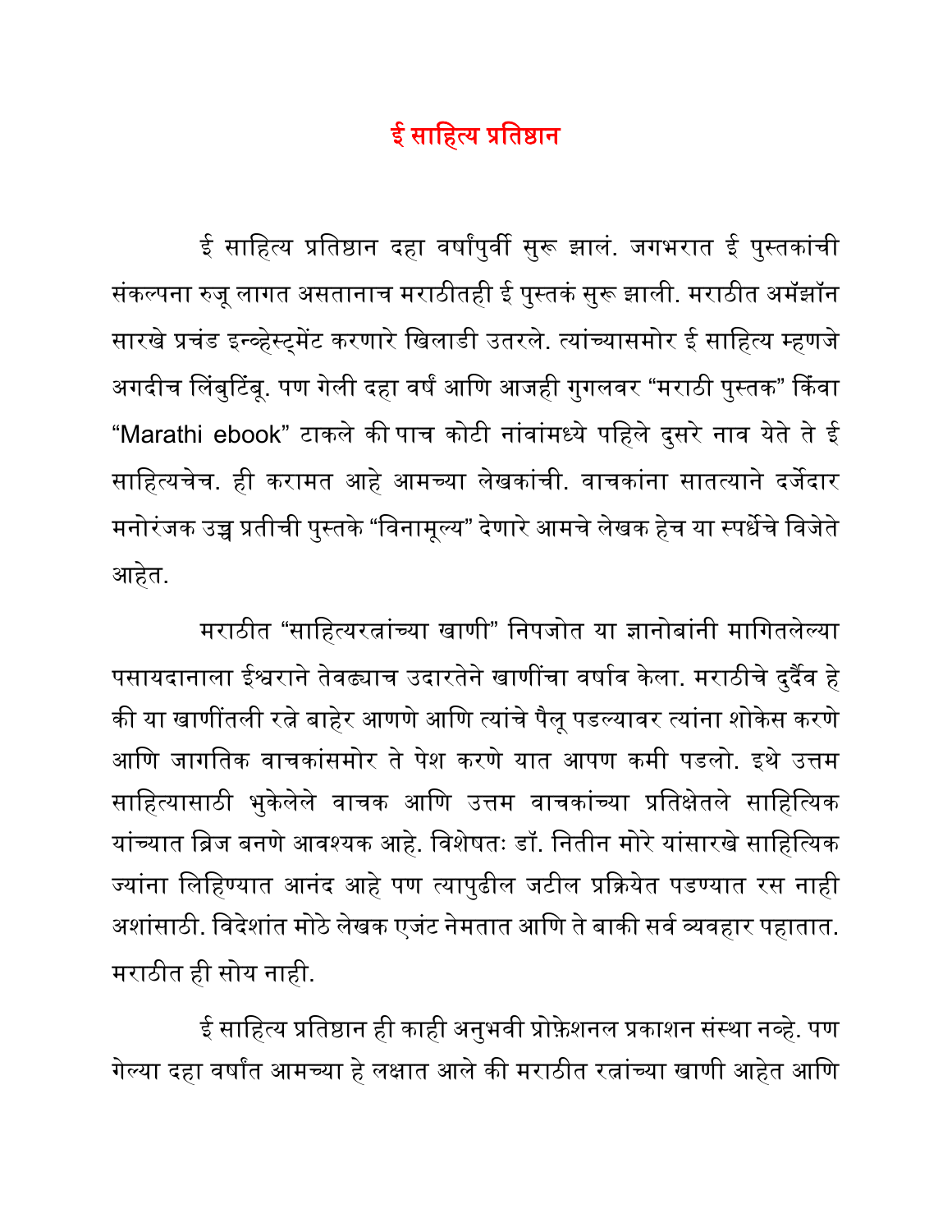# ई साहित्य प्रतिष्ठान

ई साहित्य प्रतिष्ठान दहा वर्षांपुर्वी सुरू झालं. जगभरात ई पुस्तकांची संकल्पना रुजू लागत असतानाच मराठीतही ई पुस्तकं सुरू झाली. मराठीत अमॅझॉन सारखे प्रचंड इन्व्हेस्ट्मेंट करणारे खिलाडी उतरले. त्यांच्यासमोर ई साहित्य म्हणजे अगदीच लिंबुटिंबू. पण गेली दहा वर्षं आणि आजही गुगलवर "मराठी पुस्तक" किंवा "Marathi ebook" टाकले की पाच कोटी नांवांमध्ये पहिले दुसरे नाव येते ते ई साहित्यचेच. ही करामत आहे आमच्या लेखकांची. वाचकांना सातत्याने दर्जेदार मनोरंजक उच्च प्रतीची पुस्तके "विनामूल्य" देणारे आमचे लेखक हेच या स्पर्धेचे विजेते आहेत.

मराठीत "साहित्यरत्नांच्या खाणी" निपजोत या ज्ञानोबांनी मागितलेल्या पसायदानाला ईश्वराने तेवढ्याच उदारतेने खाणींचा वर्षाव केला. मराठीचे दुर्दैव हे की या खाणींतली रत्ने बाहेर आणणे आणि त्यांचे पैलू पडल्यावर त्यांना शोकेस करणे आणि जागतिक वाचकांसमोर ते पेश करणे यात आपण कमी पडलो. इथे उत्तम साहित्यासाठी भुकेलेले वाचक आणि उत्तम वाचकांच्या प्रतिक्षेतले साहित्यिक यांच्यात ब्रिज बनणे आवश्यक आहे. विशेषतः डॉ. नितीन मोरे यांसारखे साहित्यिक ज्यांना लिहिण्यात आनंद आहे पण त्यापुढील जटील प्रक्रियेत पडण्यात रस नाही अशांसाठी. विदेशांत मोठे लेखक एजंट नेमतात आणि ते बाकी सर्व व्यवहार पहातात. मराठीत ही सोय नाही.

ई साहित्य प्रतिष्ठान ही काही अनुभवी प्रोफ़ेशनल प्रकाशन संस्था नव्हे. पण गेल्या दहा वर्षांत आमच्या हे लक्षात आले की मराठीत रत्नांच्या खाणी आहेत आणि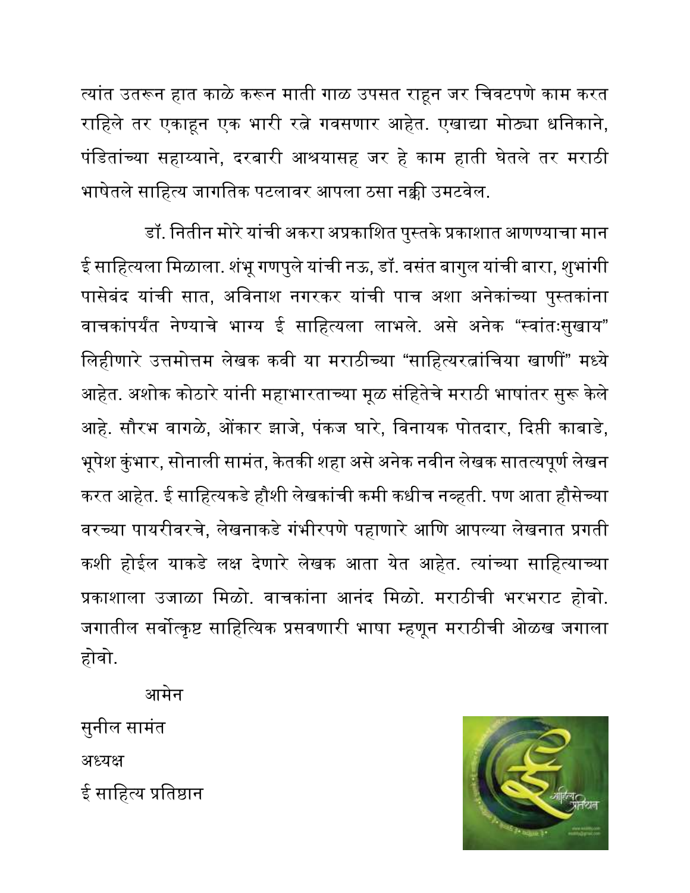त्यांत उतरून हात काळे करून माती गाळ उपसत राहून जर चिवटपणे काम करत राहिले तर एकाहून एक भारी रत्ने गवसणार आहेत. एखाद्या मोठ्या धनिकाने, पंडितांच्या सहाय्याने, दरबारी आश्रयासह जर हे काम हाती घेतले तर मराठी भाषेतले साहित्य जागतिक पटलावर आपला ठसा नक्की उमटवेल.

डॉ. नितीन मोरे यांची अकरा अप्रकाशित पुस्तके प्रकाशात आणण्याचा मान ई साहित्यला मिळाला. शंभू गणपुले यांची नऊ, डॉ. वसंत बागुल यांची बारा, शुभांगी पासेबंद यांची सात, अविनाश नगरकर यांची पाच अशा अनेकांच्या पुस्तकांना वाचकांपर्यंत नेण्याचे भाग्य ई साहित्यला लाभले. असे अनेक "स्वांतःसुखाय" लिहीणारे उत्तमोत्तम लेखक कवी या मराठीच्या "साहित्यरत्नांचिया खाणीं" मध्ये आहेत. अशोक कोठारे यांनी महाभारताच्या मूळ संहितेचे मराठी भाषांतर सुरू केले आहे. सौरभ वागळे, ओंकार झाजे, पंकज घारे, विनायक पोतदार, दिप्ती काबाडे, भूपेश कुंभार, सोनाली सामंत, केतकी शहा असे अनेक नवीन लेखक सातत्यपूर्ण लेखन करत आहेत. ई साहित्यकडे हौशी लेखकांची कमी कधीच नव्हती. पण आता हौसेच्या वरच्या पायरीवरचे, लेखनाकडे गंभीरपणे पहाणारे आणि आपल्या लेखनात प्रगती कशी होईल याकडे लक्ष देणारे लेखक आता येत आहेत. त्यांच्या साहित्याच्या प्रकाशाला उजाळा मिळो. वाचकांना आनंद मिळो. मराठीची भरभराट होवो. जगातील सर्वोत्कृष्ट साहित्यिक प्रसवणारी भाषा म्हणून मराठीची ओळख जगाला होवो.

आमेन

सुनील सामंत

अध्यक्ष

ई साहित्य प्रतिष्ठान